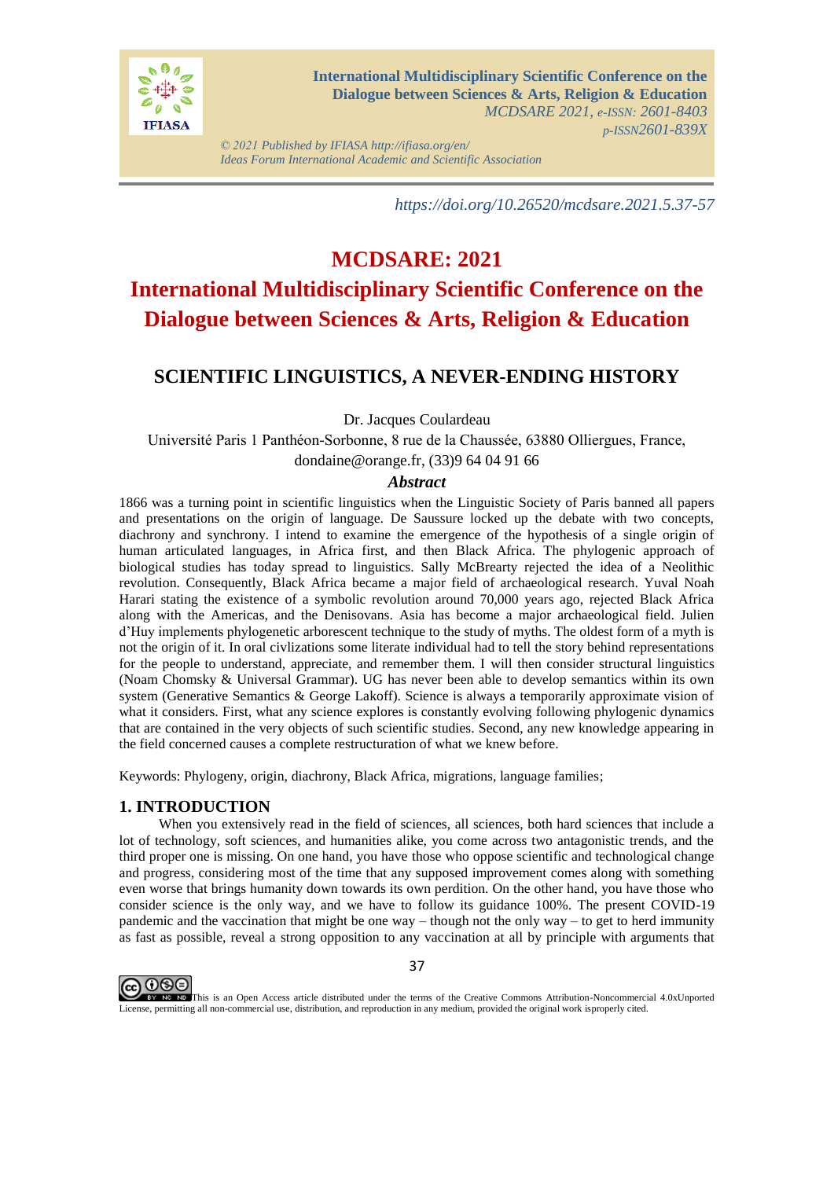https://doi.org/10.26520/mcdsare.2021.5.37-57

# MCDSARE: 2021

# International Multidisciplinary Scientific Conference on the Dialogue between Sciences & Arts, Religion & Education

## SCIENTIFIC LINGUISTICS, A NEVER-ENDING HISTORY

Dr. Jacques Coulardeau

Université Paris 1 Panthéon-Sorbonne, 8 rue de la Chaussée, 63880 Olliergues, France, dondaine@orange.fr, (33)9 64 04 91 66

### *Abstract*

1866 was a turning point in scientific linguistics when the Linguistic Society of Paris banned all papers and presentations on the origin of language. De Saussure locked up the debate with two concepts, diachrony and synchrony. I intend to examine the emergence of the hypothesis of a single origin of human articulated languages, in Africa first, and then Black Africa. The phylogenic approach of biological studies has today spread to linguistics. Sally McBrearty rejected the idea of a Neolithic revolution. Consequently, Black Africa became a major field of archaeological research. Yuval Noah Harari stating the existence of a symbolic revolution around 70,000 years ago, rejected Black Africa along with the Americas, and the Denisovans. Asia has become a major archaeological field. Julien d'Huy implements phylogenetic arborescent technique to the study of myths. The oldest form of a myth is not the origin of it. In oral civlizations some literate individual had to tell the story behind representations for the people to understand, appreciate, and remember them. I will then consider structural linguistics (Noam Chomsky & Universal Grammar). UG has never been able to develop semantics within its own system (Generative Semantics & George Lakoff). Science is always a temporarily approximate vision of what it considers. First, what any science explores is constantly evolving following phylogenic dynamics that are contained in the very objects of such scientific studies. Second, any new knowledge appearing in the field concerned causes a complete restructuration of what we knew before.

Keywords: Phylogeny, origin, diachrony, Black Africa, migrations, language families;

## 1. INTRODUCTION

When you extensively read in the field of sciences, all sciences, both hard sciences that include a lot of technology, soft sciences, and humanities alike, you come across two antagonistic trends, and the third proper one is missing. On one hand, you have those who oppose scientific and technological change and progress, considering most of the time that any supposed improvement comes along with something even worse that brings humanity down towards its own perdition. On the other hand, you have those who consider science is the only way, and we have to follow its guidance 100%. The present COVID-19 pandemic and the vaccination that might be one way – though not the only way – to get to herd immunity as fast as possible, reveal a strong opposition to any vaccination at all by principle with arguments that

This is an Open Access article distributed under the terms of the Creative Commons Attribution-Noncommercial 4.0xUnported License, permitting all non-commercial use, distribution, and reproduction in any medium, provided the original work isproperly cited.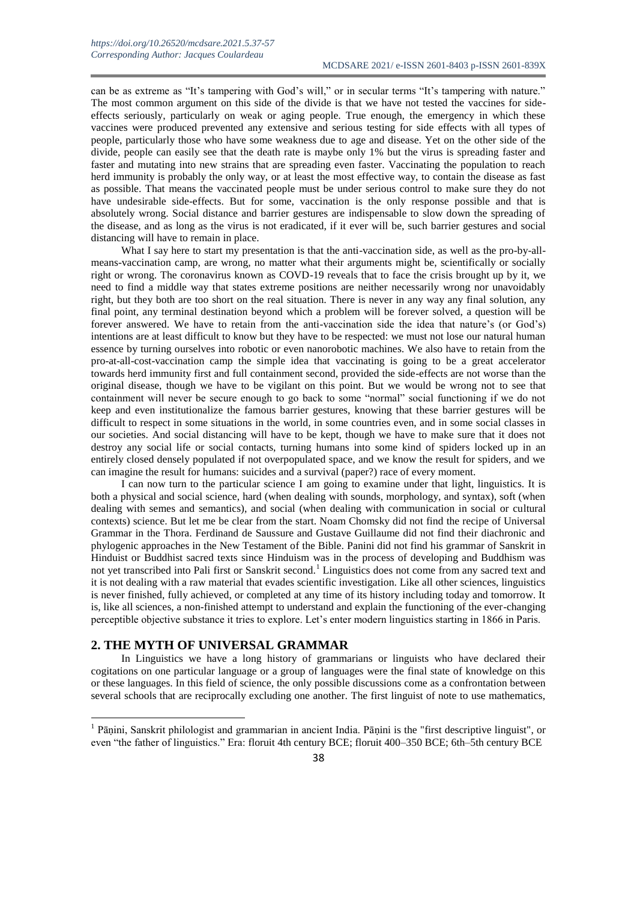can be as extreme as "It's tampering with God's will," or in secular terms "It's tampering with nature." The most common argument on this side of the divide is that we have not tested the vaccines for side-effects seriously, particularly on weak or aging people. True enough, the emergency in which these vaccines were produced prevented any extensive and serious testing for side effects with all types of people, particularly those who have some weakness due to age and disease. Yet on the other side of the divide, people can easily see that the death rate is maybe only 1% but the virus is spreading faster and faster and mutating into new strains that are spreading even faster. Vaccinating the population to reach herd immunity is probably the only way, or at least the most effective way, to contain the disease as fast as possible. That means the vaccinated people must be under serious control to make sure they do not have undesirable side-effects. But for some, vaccination is the only response possible and that is absolutely wrong. Social distance and barrier gestures are indispensable to slow down the spreading of the disease, and as long as the virus is not eradicated, if it ever will be, such barrier gestures and social distancing will have to remain in place.

What I say here to start my presentation is that the anti-vaccination side, as well as the pro-by-all-means-vaccination camp, are wrong, no matter what their arguments might be, scientifically or socially right or wrong. The coronavirus known as COVD-19 reveals that to face the crisis brought up by it, we need to find a middle way that states extreme positions are neither necessarily wrong nor unavoidably right, but they both are too short on the real situation. There is never in any way any final solution, any final point, any terminal destination beyond which a problem will be forever solved, a question will be forever answered. We have to retain from the anti-vaccination side the idea that nature's (or God's) intentions are at least difficult to know but they have to be respected: we must not lose our natural human essence by turning ourselves into robotic or even nanorobotic machines. We also have to retain from the pro-at-all-cost-vaccination camp the simple idea that vaccinating is going to be a great accelerator towards herd immunity first and full containment second, provided the side-effects are not worse than the original disease, though we have to be vigilant on this point. But we would be wrong not to see that containment will never be secure enough to go back to some "normal" social functioning if we do not keep and even institutionalize the famous barrier gestures, knowing that these barrier gestures will be difficult to respect in some situations in the world, in some countries even, and in some social classes in our societies. And social distancing will have to be kept, though we have to make sure that it does not destroy any social life or social contacts, turning humans into some kind of spiders locked up in an entirely closed densely populated if not overpopulated space, and we know the result for spiders, and we can imagine the result for humans: suicides and a survival (paper?) race of every moment.

I can now turn to the particular science I am going to examine under that light, linguistics. It is both a physical and social science, hard (when dealing with sounds, morphology, and syntax), soft (when dealing with semes and semantics), and social (when dealing with communication in social or cultural contexts) science. But let me be clear from the start. Noam Chomsky did not find the recipe of Universal Grammar in the Thora. Ferdinand de Saussure and Gustave Guillaume did not find their diachronic and phylogenic approaches in the New Testament of the Bible. Panini did not find his grammar of Sanskrit in Hinduist or Buddhist sacred texts since Hinduism was in the process of developing and Buddhism was not yet transcribed into Pali first or Sanskrit second.[1] Linguistics does not come from any sacred text and it is not dealing with a raw material that evades scientific investigation. Like all other sciences, linguistics is never finished, fully achieved, or completed at any time of its history including today and tomorrow. It is, like all sciences, a non-finished attempt to understand and explain the functioning of the ever-changing perceptible objective substance it tries to explore. Let's enter modern linguistics starting in 1866 in Paris.

## 2. THE MYTH OF UNIVERSAL GRAMMAR

In Linguistics we have a long history of grammarians or linguists who have declared their cogitations on one particular language or a group of languages were the final state of knowledge on this or these languages. In this field of science, the only possible discussions come as a confrontation between several schools that are reciprocally excluding one another. The first linguist of note to use mathematics,

[1] Pāṇini, Sanskrit philologist and grammarian in ancient India. Pāṇini is the "first descriptive linguist", or even "the father of linguistics." Era: floruit 4th century BCE; floruit 400–350 BCE; 6th–5th century BCE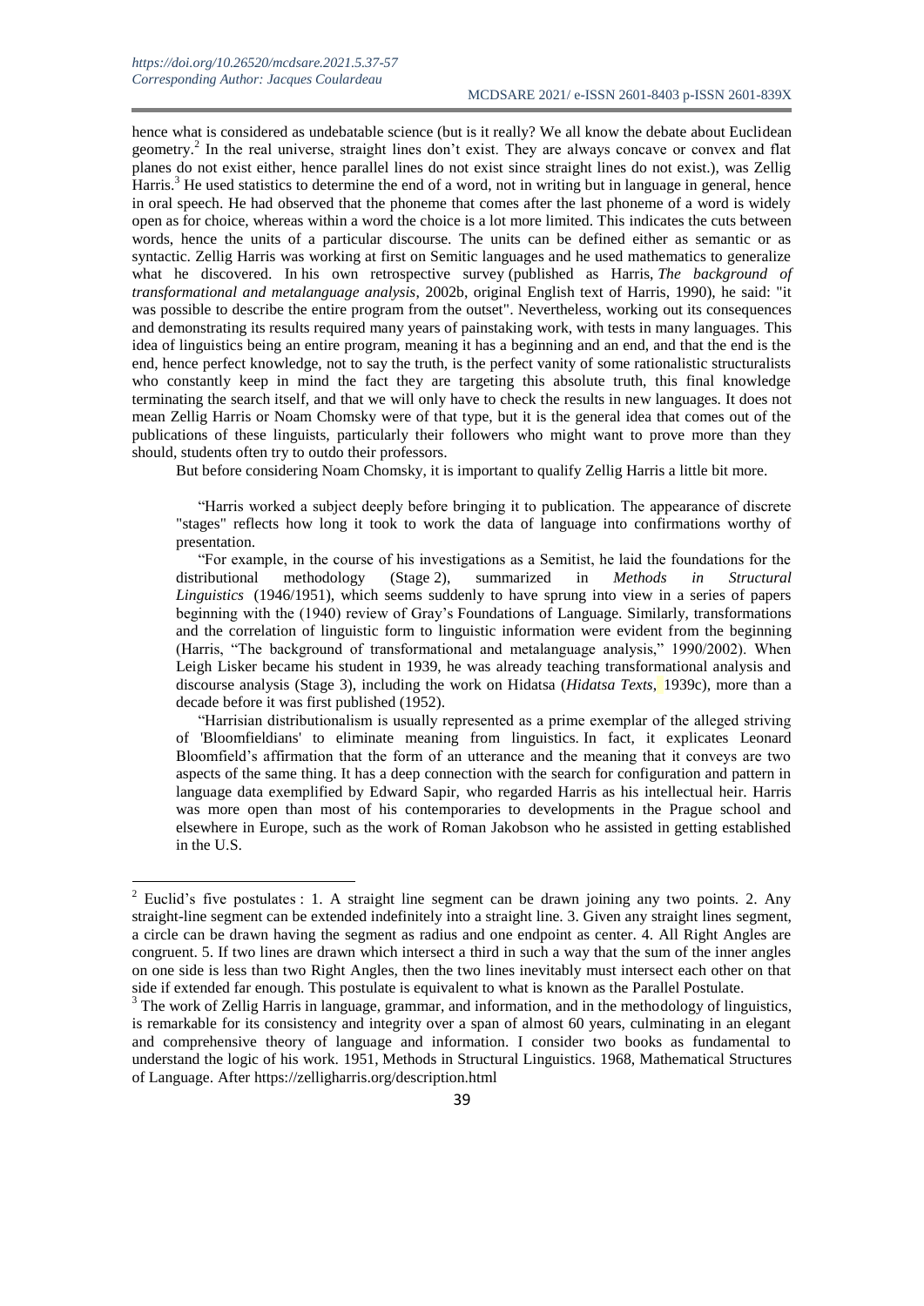hence what is considered as undebatable science (but is it really? We all know the debate about Euclidean geometry.[2] In the real universe, straight lines don't exist. They are always concave or convex and flat planes do not exist either, hence parallel lines do not exist since straight lines do not exist.), was Zellig Harris.[3] He used statistics to determine the end of a word, not in writing but in language in general, hence in oral speech. He had observed that the phoneme that comes after the last phoneme of a word is widely open as for choice, whereas within a word the choice is a lot more limited. This indicates the cuts between words, hence the units of a particular discourse. The units can be defined either as semantic or as syntactic. Zellig Harris was working at first on Semitic languages and he used mathematics to generalize what he discovered. In his own retrospective survey (published as Harris, *The background of transformational and metalanguage analysis*, 2002b, original English text of Harris, 1990), he said: "it was possible to describe the entire program from the outset". Nevertheless, working out its consequences and demonstrating its results required many years of painstaking work, with tests in many languages. This idea of linguistics being an entire program, meaning it has a beginning and an end, and that the end is the end, hence perfect knowledge, not to say the truth, is the perfect vanity of some rationalistic structuralists who constantly keep in mind the fact they are targeting this absolute truth, this final knowledge terminating the search itself, and that we will only have to check the results in new languages. It does not mean Zellig Harris or Noam Chomsky were of that type, but it is the general idea that comes out of the publications of these linguists, particularly their followers who might want to prove more than they should, students often try to outdo their professors.

But before considering Noam Chomsky, it is important to qualify Zellig Harris a little bit more.

> "Harris worked a subject deeply before bringing it to publication. The appearance of discrete "stages" reflects how long it took to work the data of language into confirmations worthy of presentation.
>
> "For example, in the course of his investigations as a Semitist, he laid the foundations for the distributional methodology (Stage 2), summarized in *Methods in Structural Linguistics* (1946/1951), which seems suddenly to have sprung into view in a series of papers beginning with the (1940) review of Gray's Foundations of Language. Similarly, transformations and the correlation of linguistic form to linguistic information were evident from the beginning (Harris, "The background of transformational and metalanguage analysis," 1990/2002). When Leigh Lisker became his student in 1939, he was already teaching transformational analysis and discourse analysis (Stage 3), including the work on Hidatsa (*Hidatsa Texts*, 1939c), more than a decade before it was first published (1952).
>
> "Harrisian distributionalism is usually represented as a prime exemplar of the alleged striving of 'Bloomfieldians' to eliminate meaning from linguistics. In fact, it explicates Leonard Bloomfield's affirmation that the form of an utterance and the meaning that it conveys are two aspects of the same thing. It has a deep connection with the search for configuration and pattern in language data exemplified by Edward Sapir, who regarded Harris as his intellectual heir. Harris was more open than most of his contemporaries to developments in the Prague school and elsewhere in Europe, such as the work of Roman Jakobson who he assisted in getting established in the U.S.

---

[2] Euclid's five postulates : 1. A straight line segment can be drawn joining any two points. 2. Any straight-line segment can be extended indefinitely into a straight line. 3. Given any straight lines segment, a circle can be drawn having the segment as radius and one endpoint as center. 4. All Right Angles are congruent. 5. If two lines are drawn which intersect a third in such a way that the sum of the inner angles on one side is less than two Right Angles, then the two lines inevitably must intersect each other on that side if extended far enough. This postulate is equivalent to what is known as the Parallel Postulate.

[3] The work of Zellig Harris in language, grammar, and information, and in the methodology of linguistics, is remarkable for its consistency and integrity over a span of almost 60 years, culminating in an elegant and comprehensive theory of language and information. I consider two books as fundamental to understand the logic of his work. 1951, Methods in Structural Linguistics. 1968, Mathematical Structures of Language. After https://zelligharris.org/description.html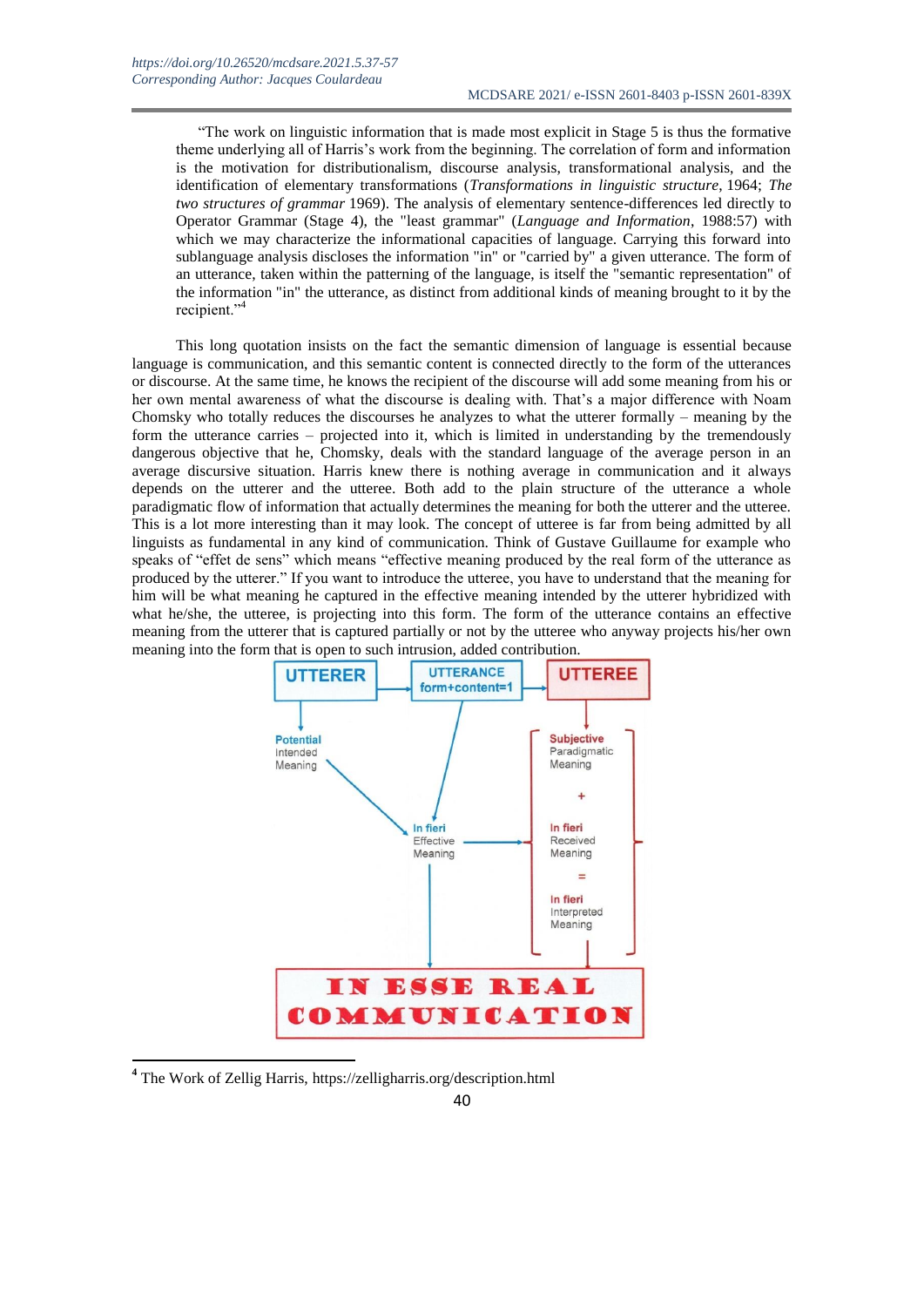> "The work on linguistic information that is made most explicit in Stage 5 is thus the formative theme underlying all of Harris's work from the beginning. The correlation of form and information is the motivation for distributionalism, discourse analysis, transformational analysis, and the identification of elementary transformations (*Transformations in linguistic structure*, 1964; *The two structures of grammar* 1969). The analysis of elementary sentence-differences led directly to Operator Grammar (Stage 4), the "least grammar" (*Language and Information*, 1988:57) with which we may characterize the informational capacities of language. Carrying this forward into sublanguage analysis discloses the information "in" or "carried by" a given utterance. The form of an utterance, taken within the patterning of the language, is itself the "semantic representation" of the information "in" the utterance, as distinct from additional kinds of meaning brought to it by the recipient."[4]

This long quotation insists on the fact the semantic dimension of language is essential because language is communication, and this semantic content is connected directly to the form of the utterances or discourse. At the same time, he knows the recipient of the discourse will add some meaning from his or her own mental awareness of what the discourse is dealing with. That's a major difference with Noam Chomsky who totally reduces the discourses he analyzes to what the utterer formally – meaning by the form the utterance carries – projected into it, which is limited in understanding by the tremendously dangerous objective that he, Chomsky, deals with the standard language of the average person in an average discursive situation. Harris knew there is nothing average in communication and it always depends on the utterer and the utteree. Both add to the plain structure of the utterance a whole paradigmatic flow of information that actually determines the meaning for both the utterer and the utteree. This is a lot more interesting than it may look. The concept of utteree is far from being admitted by all linguists as fundamental in any kind of communication. Think of Gustave Guillaume for example who speaks of "effet de sens" which means "effective meaning produced by the real form of the utterance as produced by the utterer." If you want to introduce the utteree, you have to understand that the meaning for him will be what meaning he captured in the effective meaning intended by the utterer hybridized with what he/she, the utteree, is projecting into this form. The form of the utterance contains an effective meaning from the utterer that is captured partially or not by the utteree who anyway projects his/her own meaning into the form that is open to such intrusion, added contribution.

UTTERER

UTTERANCE form+content=1

UTTEREE

Potential Intended Meaning

Subjective Paradigmatic Meaning

+

In fieri Effective Meaning

In fieri Received Meaning

=

In fieri Interpreted Meaning

IN ESSE REAL COMMUNICATION

---

[4] The Work of Zellig Harris, https://zelligharris.org/description.html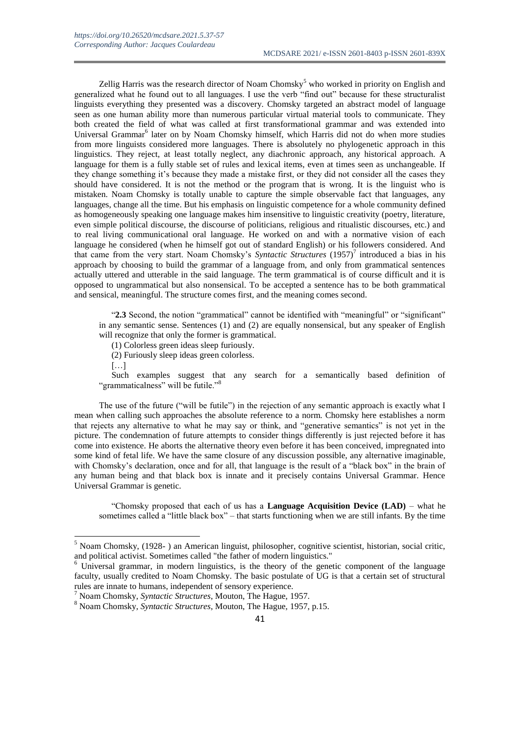Zellig Harris was the research director of Noam Chomsky[5] who worked in priority on English and generalized what he found out to all languages. I use the verb "find out" because for these structuralist linguists everything they presented was a discovery. Chomsky targeted an abstract model of language seen as one human ability more than numerous particular virtual material tools to communicate. They both created the field of what was called at first transformational grammar and was extended into Universal Grammar[6] later on by Noam Chomsky himself, which Harris did not do when more studies from more linguists considered more languages. There is absolutely no phylogenetic approach in this linguistics. They reject, at least totally neglect, any diachronic approach, any historical approach. A language for them is a fully stable set of rules and lexical items, even at times seen as unchangeable. If they change something it's because they made a mistake first, or they did not consider all the cases they should have considered. It is not the method or the program that is wrong. It is the linguist who is mistaken. Noam Chomsky is totally unable to capture the simple observable fact that languages, any languages, change all the time. But his emphasis on linguistic competence for a whole community defined as homogeneously speaking one language makes him insensitive to linguistic creativity (poetry, literature, even simple political discourse, the discourse of politicians, religious and ritualistic discourses, etc.) and to real living communicational oral language. He worked on and with a normative vision of each language he considered (when he himself got out of standard English) or his followers considered. And that came from the very start. Noam Chomsky's *Syntactic Structures* (1957)[7] introduced a bias in his approach by choosing to build the grammar of a language from, and only from grammatical sentences actually uttered and utterable in the said language. The term grammatical is of course difficult and it is opposed to ungrammatical but also nonsensical. To be accepted a sentence has to be both grammatical and sensical, meaningful. The structure comes first, and the meaning comes second.

> "**2.3** Second, the notion "grammatical" cannot be identified with "meaningful" or "significant" in any semantic sense. Sentences (1) and (2) are equally nonsensical, but any speaker of English will recognize that only the former is grammatical.
>
> (1) Colorless green ideas sleep furiously.
>
> (2) Furiously sleep ideas green colorless.
>
> […]
>
> Such examples suggest that any search for a semantically based definition of "grammaticalness" will be futile."[8]

The use of the future ("will be futile") in the rejection of any semantic approach is exactly what I mean when calling such approaches the absolute reference to a norm. Chomsky here establishes a norm that rejects any alternative to what he may say or think, and "generative semantics" is not yet in the picture. The condemnation of future attempts to consider things differently is just rejected before it has come into existence. He aborts the alternative theory even before it has been conceived, impregnated into some kind of fetal life. We have the same closure of any discussion possible, any alternative imaginable, with Chomsky's declaration, once and for all, that language is the result of a "black box" in the brain of any human being and that black box is innate and it precisely contains Universal Grammar. Hence Universal Grammar is genetic.

> "Chomsky proposed that each of us has a **Language Acquisition Device (LAD)** – what he sometimes called a "little black box" – that starts functioning when we are still infants. By the time

---

[5] Noam Chomsky, (1928- ) an American linguist, philosopher, cognitive scientist, historian, social critic, and political activist. Sometimes called "the father of modern linguistics."

[6] Universal grammar, in modern linguistics, is the theory of the genetic component of the language faculty, usually credited to Noam Chomsky. The basic postulate of UG is that a certain set of structural rules are innate to humans, independent of sensory experience.

[7] Noam Chomsky, *Syntactic Structures*, Mouton, The Hague, 1957.

[8] Noam Chomsky, *Syntactic Structures*, Mouton, The Hague, 1957, p.15.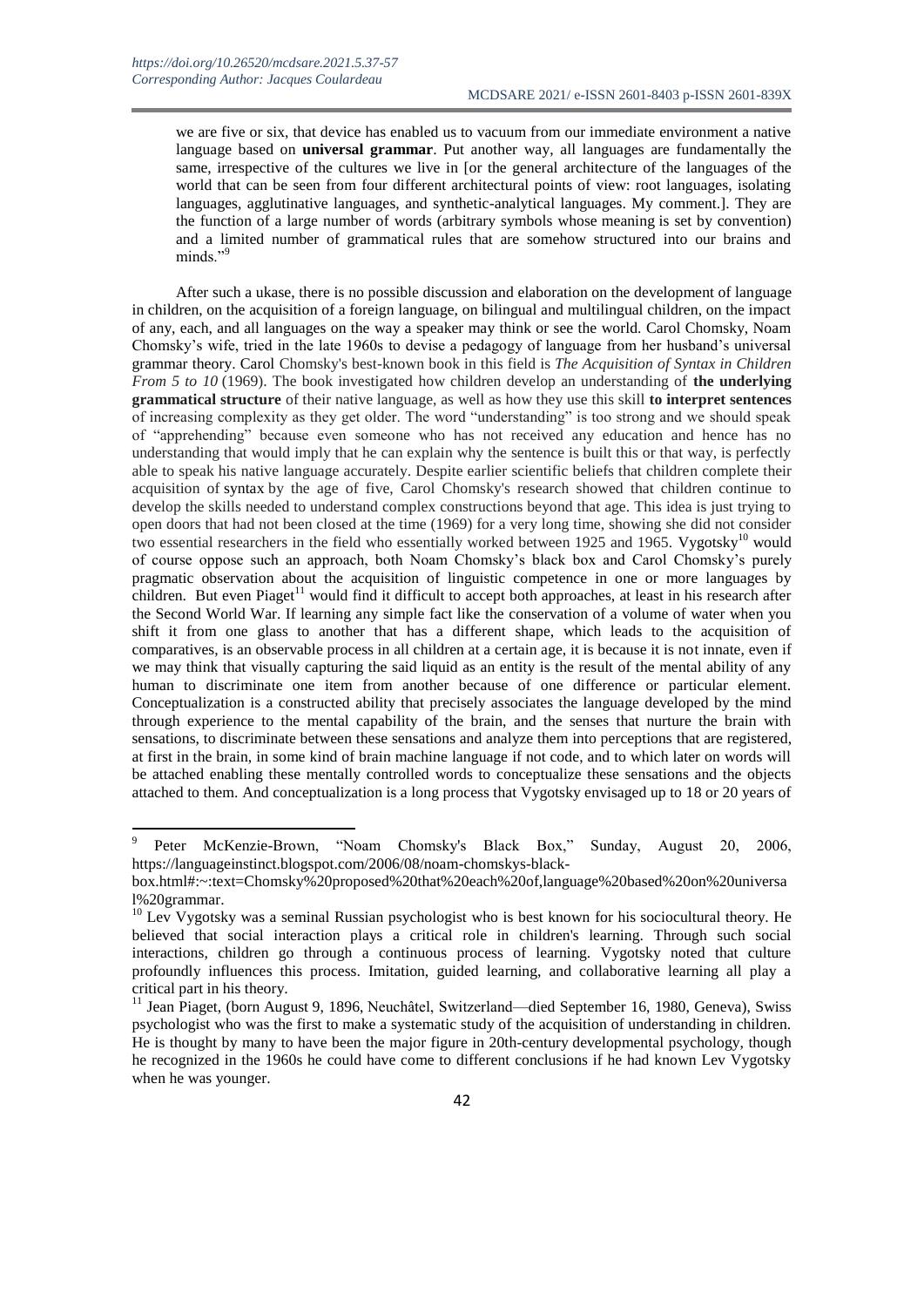we are five or six, that device has enabled us to vacuum from our immediate environment a native language based on **universal grammar**. Put another way, all languages are fundamentally the same, irrespective of the cultures we live in [or the general architecture of the languages of the world that can be seen from four different architectural points of view: root languages, isolating languages, agglutinative languages, and synthetic-analytical languages. My comment.]. They are the function of a large number of words (arbitrary symbols whose meaning is set by convention) and a limited number of grammatical rules that are somehow structured into our brains and minds."[9]

After such a ukase, there is no possible discussion and elaboration on the development of language in children, on the acquisition of a foreign language, on bilingual and multilingual children, on the impact of any, each, and all languages on the way a speaker may think or see the world. Carol Chomsky, Noam Chomsky's wife, tried in the late 1960s to devise a pedagogy of language from her husband's universal grammar theory. Carol Chomsky's best-known book in this field is *The Acquisition of Syntax in Children From 5 to 10* (1969). The book investigated how children develop an understanding of **the underlying grammatical structure** of their native language, as well as how they use this skill **to interpret sentences** of increasing complexity as they get older. The word "understanding" is too strong and we should speak of "apprehending" because even someone who has not received any education and hence has no understanding that would imply that he can explain why the sentence is built this or that way, is perfectly able to speak his native language accurately. Despite earlier scientific beliefs that children complete their acquisition of syntax by the age of five, Carol Chomsky's research showed that children continue to develop the skills needed to understand complex constructions beyond that age. This idea is just trying to open doors that had not been closed at the time (1969) for a very long time, showing she did not consider two essential researchers in the field who essentially worked between 1925 and 1965. Vygotsky[10] would of course oppose such an approach, both Noam Chomsky's black box and Carol Chomsky's purely pragmatic observation about the acquisition of linguistic competence in one or more languages by children. But even Piaget[11] would find it difficult to accept both approaches, at least in his research after the Second World War. If learning any simple fact like the conservation of a volume of water when you shift it from one glass to another that has a different shape, which leads to the acquisition of comparatives, is an observable process in all children at a certain age, it is because it is not innate, even if we may think that visually capturing the said liquid as an entity is the result of the mental ability of any human to discriminate one item from another because of one difference or particular element. Conceptualization is a constructed ability that precisely associates the language developed by the mind through experience to the mental capability of the brain, and the senses that nurture the brain with sensations, to discriminate between these sensations and analyze them into perceptions that are registered, at first in the brain, in some kind of brain machine language if not code, and to which later on words will be attached enabling these mentally controlled words to conceptualize these sensations and the objects attached to them. And conceptualization is a long process that Vygotsky envisaged up to 18 or 20 years of

---

[9] Peter McKenzie-Brown, "Noam Chomsky's Black Box," Sunday, August 20, 2006, https://languageinstinct.blogspot.com/2006/08/noam-chomskys-black-box.html#:~:text=Chomsky%20proposed%20that%20each%20of,language%20based%20on%20universal%20grammar.

[10] Lev Vygotsky was a seminal Russian psychologist who is best known for his sociocultural theory. He believed that social interaction plays a critical role in children's learning. Through such social interactions, children go through a continuous process of learning. Vygotsky noted that culture profoundly influences this process. Imitation, guided learning, and collaborative learning all play a critical part in his theory.

[11] Jean Piaget, (born August 9, 1896, Neuchâtel, Switzerland—died September 16, 1980, Geneva), Swiss psychologist who was the first to make a systematic study of the acquisition of understanding in children. He is thought by many to have been the major figure in 20th-century developmental psychology, though he recognized in the 1960s he could have come to different conclusions if he had known Lev Vygotsky when he was younger.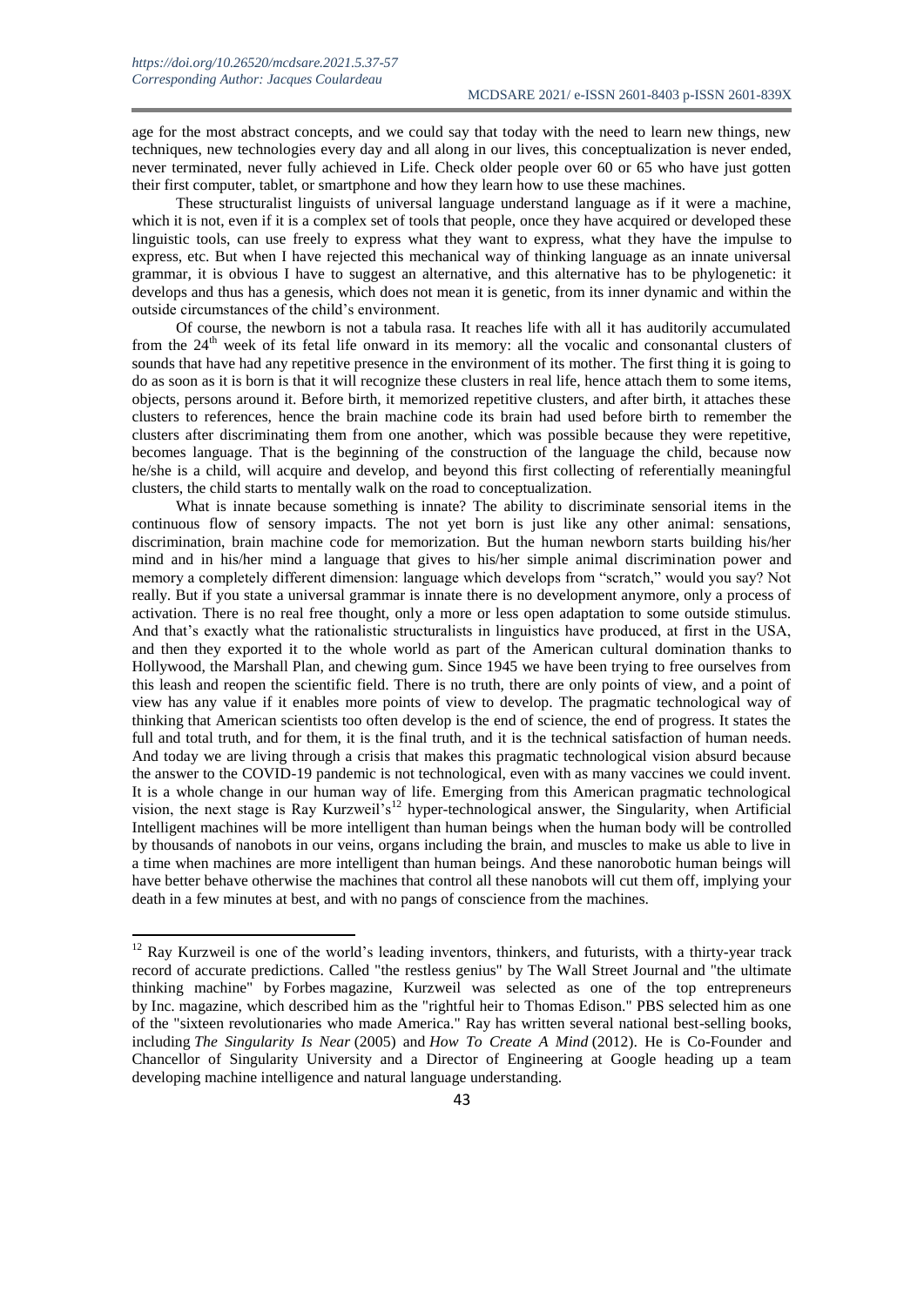age for the most abstract concepts, and we could say that today with the need to learn new things, new techniques, new technologies every day and all along in our lives, this conceptualization is never ended, never terminated, never fully achieved in Life. Check older people over 60 or 65 who have just gotten their first computer, tablet, or smartphone and how they learn how to use these machines.

These structuralist linguists of universal language understand language as if it were a machine, which it is not, even if it is a complex set of tools that people, once they have acquired or developed these linguistic tools, can use freely to express what they want to express, what they have the impulse to express, etc. But when I have rejected this mechanical way of thinking language as an innate universal grammar, it is obvious I have to suggest an alternative, and this alternative has to be phylogenetic: it develops and thus has a genesis, which does not mean it is genetic, from its inner dynamic and within the outside circumstances of the child's environment.

Of course, the newborn is not a tabula rasa. It reaches life with all it has auditorily accumulated from the 24th week of its fetal life onward in its memory: all the vocalic and consonantal clusters of sounds that have had any repetitive presence in the environment of its mother. The first thing it is going to do as soon as it is born is that it will recognize these clusters in real life, hence attach them to some items, objects, persons around it. Before birth, it memorized repetitive clusters, and after birth, it attaches these clusters to references, hence the brain machine code its brain had used before birth to remember the clusters after discriminating them from one another, which was possible because they were repetitive, becomes language. That is the beginning of the construction of the language the child, because now he/she is a child, will acquire and develop, and beyond this first collecting of referentially meaningful clusters, the child starts to mentally walk on the road to conceptualization.

What is innate because something is innate? The ability to discriminate sensorial items in the continuous flow of sensory impacts. The not yet born is just like any other animal: sensations, discrimination, brain machine code for memorization. But the human newborn starts building his/her mind and in his/her mind a language that gives to his/her simple animal discrimination power and memory a completely different dimension: language which develops from "scratch," would you say? Not really. But if you state a universal grammar is innate there is no development anymore, only a process of activation. There is no real free thought, only a more or less open adaptation to some outside stimulus. And that's exactly what the rationalistic structuralists in linguistics have produced, at first in the USA, and then they exported it to the whole world as part of the American cultural domination thanks to Hollywood, the Marshall Plan, and chewing gum. Since 1945 we have been trying to free ourselves from this leash and reopen the scientific field. There is no truth, there are only points of view, and a point of view has any value if it enables more points of view to develop. The pragmatic technological way of thinking that American scientists too often develop is the end of science, the end of progress. It states the full and total truth, and for them, it is the final truth, and it is the technical satisfaction of human needs. And today we are living through a crisis that makes this pragmatic technological vision absurd because the answer to the COVID-19 pandemic is not technological, even with as many vaccines we could invent. It is a whole change in our human way of life. Emerging from this American pragmatic technological vision, the next stage is Ray Kurzweil's[12] hyper-technological answer, the Singularity, when Artificial Intelligent machines will be more intelligent than human beings when the human body will be controlled by thousands of nanobots in our veins, organs including the brain, and muscles to make us able to live in a time when machines are more intelligent than human beings. And these nanorobotic human beings will have better behave otherwise the machines that control all these nanobots will cut them off, implying your death in a few minutes at best, and with no pangs of conscience from the machines.

---

[12] Ray Kurzweil is one of the world's leading inventors, thinkers, and futurists, with a thirty-year track record of accurate predictions. Called "the restless genius" by The Wall Street Journal and "the ultimate thinking machine" by Forbes magazine, Kurzweil was selected as one of the top entrepreneurs by Inc. magazine, which described him as the "rightful heir to Thomas Edison." PBS selected him as one of the "sixteen revolutionaries who made America." Ray has written several national best-selling books, including *The Singularity Is Near* (2005) and *How To Create A Mind* (2012). He is Co-Founder and Chancellor of Singularity University and a Director of Engineering at Google heading up a team developing machine intelligence and natural language understanding.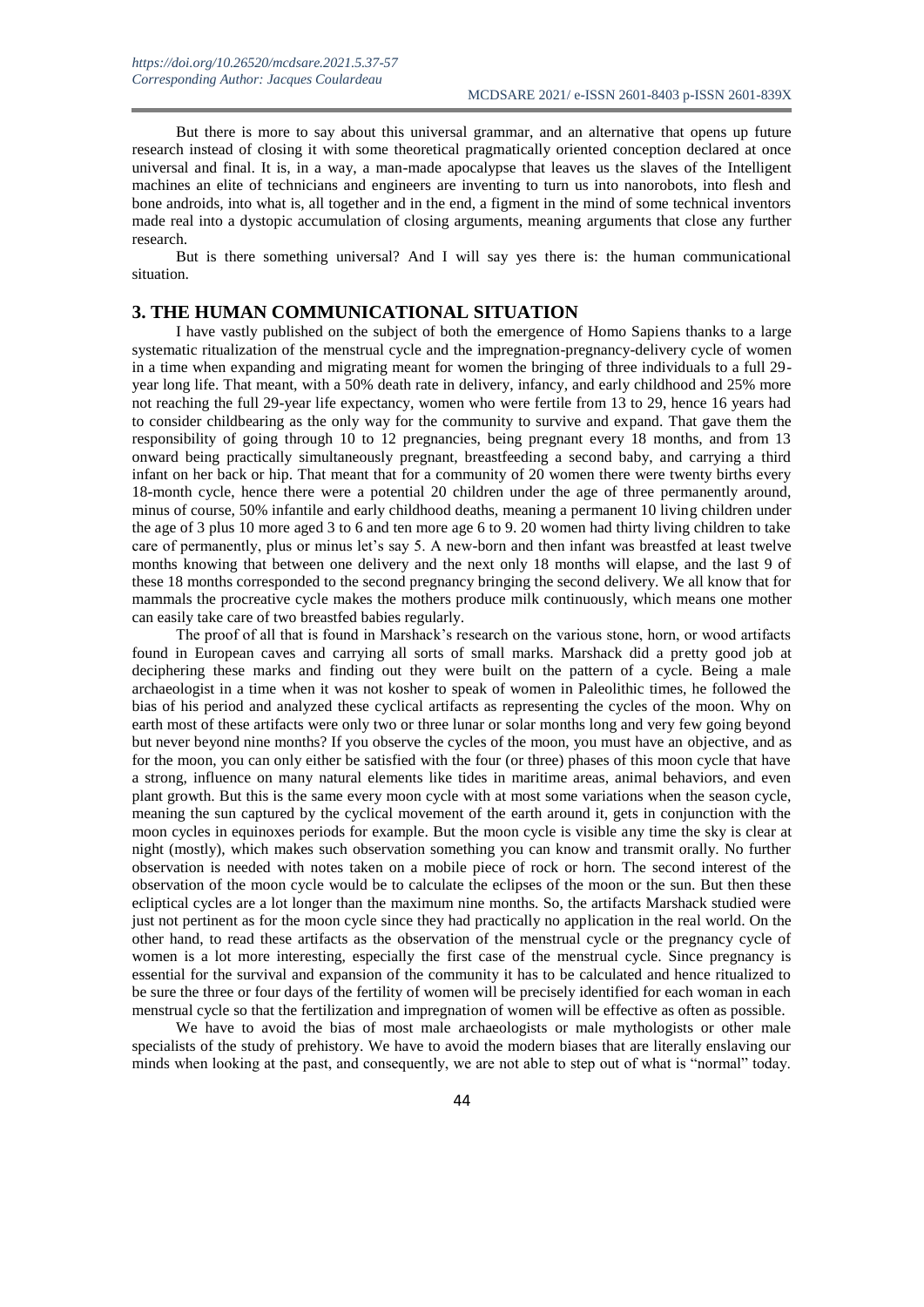But there is more to say about this universal grammar, and an alternative that opens up future research instead of closing it with some theoretical pragmatically oriented conception declared at once universal and final. It is, in a way, a man-made apocalypse that leaves us the slaves of the Intelligent machines an elite of technicians and engineers are inventing to turn us into nanorobots, into flesh and bone androids, into what is, all together and in the end, a figment in the mind of some technical inventors made real into a dystopic accumulation of closing arguments, meaning arguments that close any further research.

But is there something universal? And I will say yes there is: the human communicational situation.

## 3. THE HUMAN COMMUNICATIONAL SITUATION

I have vastly published on the subject of both the emergence of Homo Sapiens thanks to a large systematic ritualization of the menstrual cycle and the impregnation-pregnancy-delivery cycle of women in a time when expanding and migrating meant for women the bringing of three individuals to a full 29-year long life. That meant, with a 50% death rate in delivery, infancy, and early childhood and 25% more not reaching the full 29-year life expectancy, women who were fertile from 13 to 29, hence 16 years had to consider childbearing as the only way for the community to survive and expand. That gave them the responsibility of going through 10 to 12 pregnancies, being pregnant every 18 months, and from 13 onward being practically simultaneously pregnant, breastfeeding a second baby, and carrying a third infant on her back or hip. That meant that for a community of 20 women there were twenty births every 18-month cycle, hence there were a potential 20 children under the age of three permanently around, minus of course, 50% infantile and early childhood deaths, meaning a permanent 10 living children under the age of 3 plus 10 more aged 3 to 6 and ten more age 6 to 9. 20 women had thirty living children to take care of permanently, plus or minus let's say 5. A new-born and then infant was breastfed at least twelve months knowing that between one delivery and the next only 18 months will elapse, and the last 9 of these 18 months corresponded to the second pregnancy bringing the second delivery. We all know that for mammals the procreative cycle makes the mothers produce milk continuously, which means one mother can easily take care of two breastfed babies regularly.

The proof of all that is found in Marshack's research on the various stone, horn, or wood artifacts found in European caves and carrying all sorts of small marks. Marshack did a pretty good job at deciphering these marks and finding out they were built on the pattern of a cycle. Being a male archaeologist in a time when it was not kosher to speak of women in Paleolithic times, he followed the bias of his period and analyzed these cyclical artifacts as representing the cycles of the moon. Why on earth most of these artifacts were only two or three lunar or solar months long and very few going beyond but never beyond nine months? If you observe the cycles of the moon, you must have an objective, and as for the moon, you can only either be satisfied with the four (or three) phases of this moon cycle that have a strong, influence on many natural elements like tides in maritime areas, animal behaviors, and even plant growth. But this is the same every moon cycle with at most some variations when the season cycle, meaning the sun captured by the cyclical movement of the earth around it, gets in conjunction with the moon cycles in equinoxes periods for example. But the moon cycle is visible any time the sky is clear at night (mostly), which makes such observation something you can know and transmit orally. No further observation is needed with notes taken on a mobile piece of rock or horn. The second interest of the observation of the moon cycle would be to calculate the eclipses of the moon or the sun. But then these ecliptical cycles are a lot longer than the maximum nine months. So, the artifacts Marshack studied were just not pertinent as for the moon cycle since they had practically no application in the real world. On the other hand, to read these artifacts as the observation of the menstrual cycle or the pregnancy cycle of women is a lot more interesting, especially the first case of the menstrual cycle. Since pregnancy is essential for the survival and expansion of the community it has to be calculated and hence ritualized to be sure the three or four days of the fertility of women will be precisely identified for each woman in each menstrual cycle so that the fertilization and impregnation of women will be effective as often as possible.

We have to avoid the bias of most male archaeologists or male mythologists or other male specialists of the study of prehistory. We have to avoid the modern biases that are literally enslaving our minds when looking at the past, and consequently, we are not able to step out of what is "normal" today.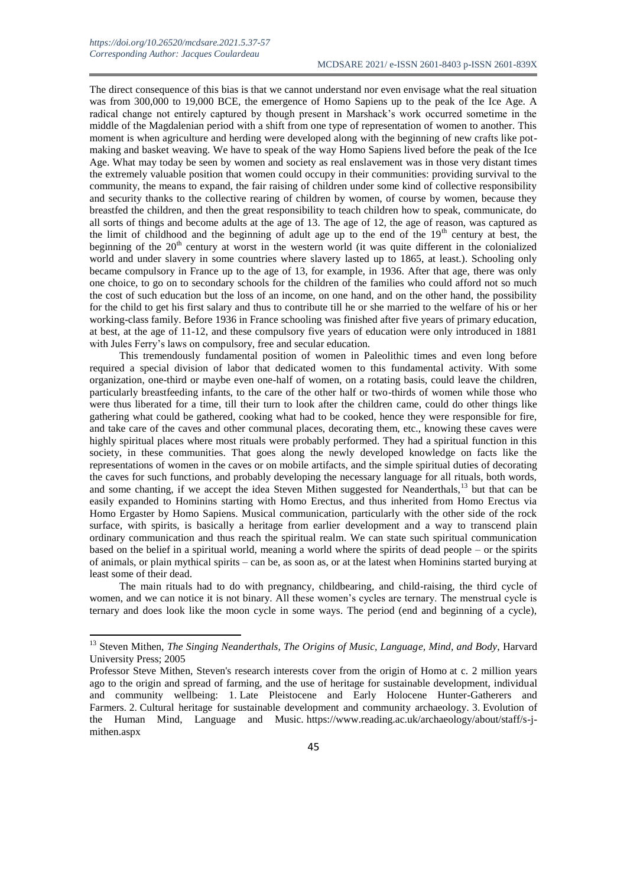The direct consequence of this bias is that we cannot understand nor even envisage what the real situation was from 300,000 to 19,000 BCE, the emergence of Homo Sapiens up to the peak of the Ice Age. A radical change not entirely captured by though present in Marshack's work occurred sometime in the middle of the Magdalenian period with a shift from one type of representation of women to another. This moment is when agriculture and herding were developed along with the beginning of new crafts like pot-making and basket weaving. We have to speak of the way Homo Sapiens lived before the peak of the Ice Age. What may today be seen by women and society as real enslavement was in those very distant times the extremely valuable position that women could occupy in their communities: providing survival to the community, the means to expand, the fair raising of children under some kind of collective responsibility and security thanks to the collective rearing of children by women, of course by women, because they breastfed the children, and then the great responsibility to teach children how to speak, communicate, do all sorts of things and become adults at the age of 13. The age of 12, the age of reason, was captured as the limit of childhood and the beginning of adult age up to the end of the 19th century at best, the beginning of the 20th century at worst in the western world (it was quite different in the colonialized world and under slavery in some countries where slavery lasted up to 1865, at least.). Schooling only became compulsory in France up to the age of 13, for example, in 1936. After that age, there was only one choice, to go on to secondary schools for the children of the families who could afford not so much the cost of such education but the loss of an income, on one hand, and on the other hand, the possibility for the child to get his first salary and thus to contribute till he or she married to the welfare of his or her working-class family. Before 1936 in France schooling was finished after five years of primary education, at best, at the age of 11-12, and these compulsory five years of education were only introduced in 1881 with Jules Ferry's laws on compulsory, free and secular education.

This tremendously fundamental position of women in Paleolithic times and even long before required a special division of labor that dedicated women to this fundamental activity. With some organization, one-third or maybe even one-half of women, on a rotating basis, could leave the children, particularly breastfeeding infants, to the care of the other half or two-thirds of women while those who were thus liberated for a time, till their turn to look after the children came, could do other things like gathering what could be gathered, cooking what had to be cooked, hence they were responsible for fire, and take care of the caves and other communal places, decorating them, etc., knowing these caves were highly spiritual places where most rituals were probably performed. They had a spiritual function in this society, in these communities. That goes along the newly developed knowledge on facts like the representations of women in the caves or on mobile artifacts, and the simple spiritual duties of decorating the caves for such functions, and probably developing the necessary language for all rituals, both words, and some chanting, if we accept the idea Steven Mithen suggested for Neanderthals,[13] but that can be easily expanded to Hominins starting with Homo Erectus, and thus inherited from Homo Erectus via Homo Ergaster by Homo Sapiens. Musical communication, particularly with the other side of the rock surface, with spirits, is basically a heritage from earlier development and a way to transcend plain ordinary communication and thus reach the spiritual realm. We can state such spiritual communication based on the belief in a spiritual world, meaning a world where the spirits of dead people – or the spirits of animals, or plain mythical spirits – can be, as soon as, or at the latest when Hominins started burying at least some of their dead.

The main rituals had to do with pregnancy, childbearing, and child-raising, the third cycle of women, and we can notice it is not binary. All these women's cycles are ternary. The menstrual cycle is ternary and does look like the moon cycle in some ways. The period (end and beginning of a cycle),

---

[13] Steven Mithen, *The Singing Neanderthals, The Origins of Music, Language, Mind, and Body*, Harvard University Press; 2005

Professor Steve Mithen, Steven's research interests cover from the origin of Homo at c. 2 million years ago to the origin and spread of farming, and the use of heritage for sustainable development, individual and community wellbeing: 1. Late Pleistocene and Early Holocene Hunter-Gatherers and Farmers. 2. Cultural heritage for sustainable development and community archaeology. 3. Evolution of the Human Mind, Language and Music. https://www.reading.ac.uk/archaeology/about/staff/s-j-mithen.aspx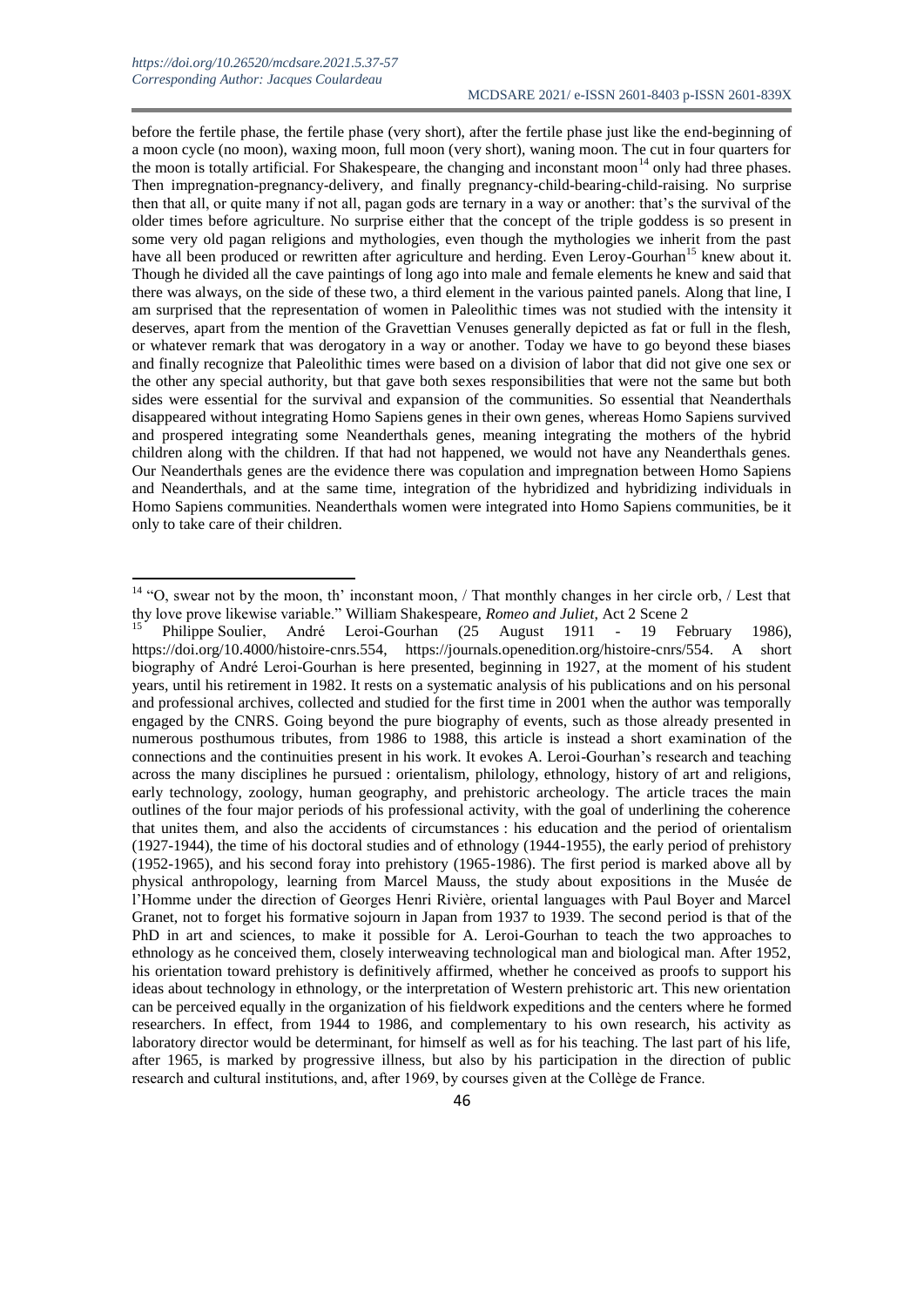before the fertile phase, the fertile phase (very short), after the fertile phase just like the end-beginning of a moon cycle (no moon), waxing moon, full moon (very short), waning moon. The cut in four quarters for the moon is totally artificial. For Shakespeare, the changing and inconstant moon[14] only had three phases. Then impregnation-pregnancy-delivery, and finally pregnancy-child-bearing-child-raising. No surprise then that all, or quite many if not all, pagan gods are ternary in a way or another: that's the survival of the older times before agriculture. No surprise either that the concept of the triple goddess is so present in some very old pagan religions and mythologies, even though the mythologies we inherit from the past have all been produced or rewritten after agriculture and herding. Even Leroy-Gourhan[15] knew about it. Though he divided all the cave paintings of long ago into male and female elements he knew and said that there was always, on the side of these two, a third element in the various painted panels. Along that line, I am surprised that the representation of women in Paleolithic times was not studied with the intensity it deserves, apart from the mention of the Gravettian Venuses generally depicted as fat or full in the flesh, or whatever remark that was derogatory in a way or another. Today we have to go beyond these biases and finally recognize that Paleolithic times were based on a division of labor that did not give one sex or the other any special authority, but that gave both sexes responsibilities that were not the same but both sides were essential for the survival and expansion of the communities. So essential that Neanderthals disappeared without integrating Homo Sapiens genes in their own genes, whereas Homo Sapiens survived and prospered integrating some Neanderthals genes, meaning integrating the mothers of the hybrid children along with the children. If that had not happened, we would not have any Neanderthals genes. Our Neanderthals genes are the evidence there was copulation and impregnation between Homo Sapiens and Neanderthals, and at the same time, integration of the hybridized and hybridizing individuals in Homo Sapiens communities. Neanderthals women were integrated into Homo Sapiens communities, be it only to take care of their children.

---

[14] "O, swear not by the moon, th' inconstant moon, / That monthly changes in her circle orb, / Lest that thy love prove likewise variable." William Shakespeare, *Romeo and Juliet*, Act 2 Scene 2

[15] Philippe Soulier, André Leroi-Gourhan (25 August 1911 - 19 February 1986), https://doi.org/10.4000/histoire-cnrs.554, https://journals.openedition.org/histoire-cnrs/554. A short biography of André Leroi-Gourhan is here presented, beginning in 1927, at the moment of his student years, until his retirement in 1982. It rests on a systematic analysis of his publications and on his personal and professional archives, collected and studied for the first time in 2001 when the author was temporally engaged by the CNRS. Going beyond the pure biography of events, such as those already presented in numerous posthumous tributes, from 1986 to 1988, this article is instead a short examination of the connections and the continuities present in his work. It evokes A. Leroi-Gourhan's research and teaching across the many disciplines he pursued : orientalism, philology, ethnology, history of art and religions, early technology, zoology, human geography, and prehistoric archeology. The article traces the main outlines of the four major periods of his professional activity, with the goal of underlining the coherence that unites them, and also the accidents of circumstances : his education and the period of orientalism (1927-1944), the time of his doctoral studies and of ethnology (1944-1955), the early period of prehistory (1952-1965), and his second foray into prehistory (1965-1986). The first period is marked above all by physical anthropology, learning from Marcel Mauss, the study about expositions in the Musée de l'Homme under the direction of Georges Henri Rivière, oriental languages with Paul Boyer and Marcel Granet, not to forget his formative sojourn in Japan from 1937 to 1939. The second period is that of the PhD in art and sciences, to make it possible for A. Leroi-Gourhan to teach the two approaches to ethnology as he conceived them, closely interweaving technological man and biological man. After 1952, his orientation toward prehistory is definitively affirmed, whether he conceived as proofs to support his ideas about technology in ethnology, or the interpretation of Western prehistoric art. This new orientation can be perceived equally in the organization of his fieldwork expeditions and the centers where he formed researchers. In effect, from 1944 to 1986, and complementary to his own research, his activity as laboratory director would be determinant, for himself as well as for his teaching. The last part of his life, after 1965, is marked by progressive illness, but also by his participation in the direction of public research and cultural institutions, and, after 1969, by courses given at the Collège de France.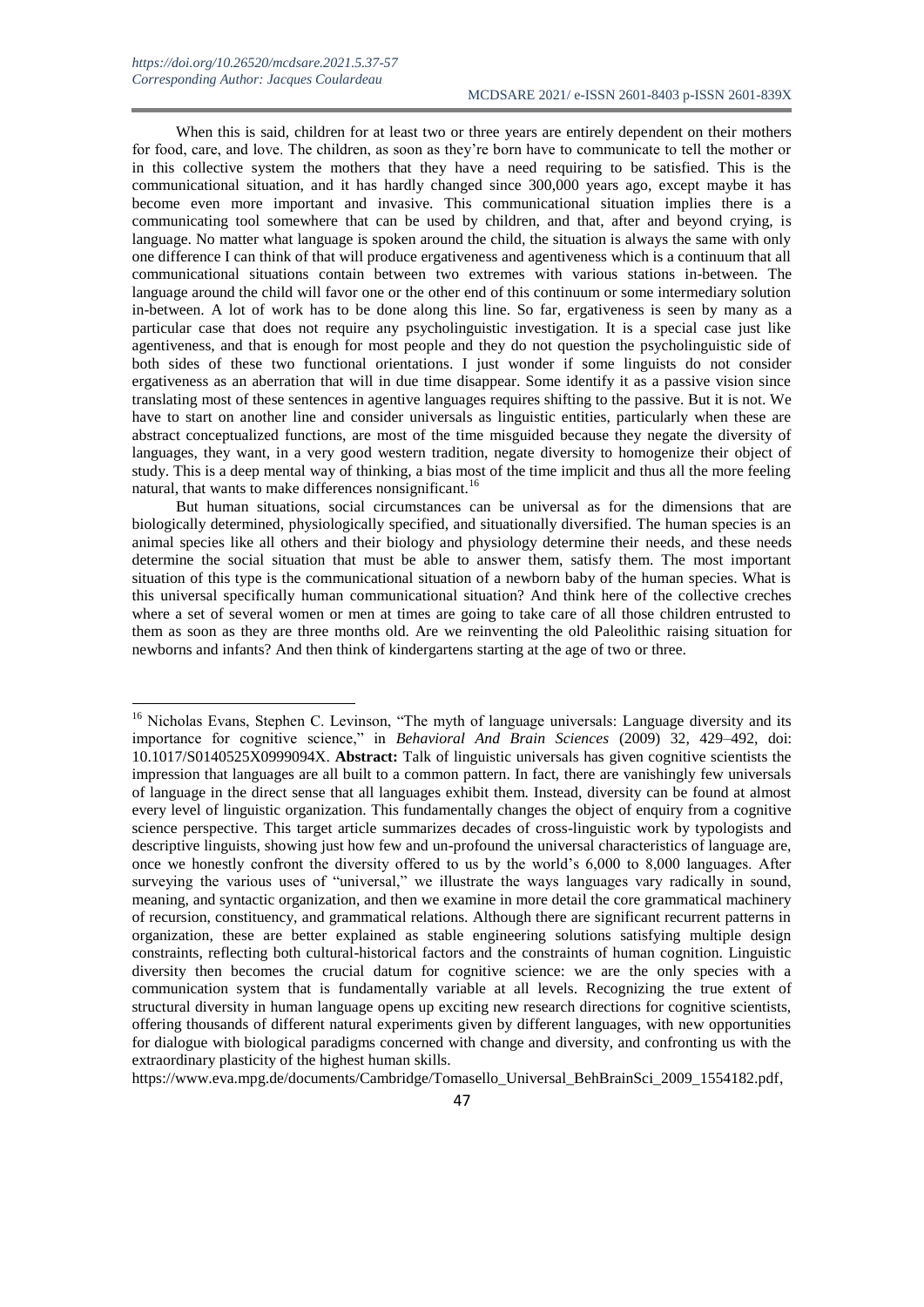When this is said, children for at least two or three years are entirely dependent on their mothers for food, care, and love. The children, as soon as they're born have to communicate to tell the mother or in this collective system the mothers that they have a need requiring to be satisfied. This is the communicational situation, and it has hardly changed since 300,000 years ago, except maybe it has become even more important and invasive. This communicational situation implies there is a communicating tool somewhere that can be used by children, and that, after and beyond crying, is language. No matter what language is spoken around the child, the situation is always the same with only one difference I can think of that will produce ergativeness and agentiveness which is a continuum that all communicational situations contain between two extremes with various stations in-between. The language around the child will favor one or the other end of this continuum or some intermediary solution in-between. A lot of work has to be done along this line. So far, ergativeness is seen by many as a particular case that does not require any psycholinguistic investigation. It is a special case just like agentiveness, and that is enough for most people and they do not question the psycholinguistic side of both sides of these two functional orientations. I just wonder if some linguists do not consider ergativeness as an aberration that will in due time disappear. Some identify it as a passive vision since translating most of these sentences in agentive languages requires shifting to the passive. But it is not. We have to start on another line and consider universals as linguistic entities, particularly when these are abstract conceptualized functions, are most of the time misguided because they negate the diversity of languages, they want, in a very good western tradition, negate diversity to homogenize their object of study. This is a deep mental way of thinking, a bias most of the time implicit and thus all the more feeling natural, that wants to make differences nonsignificant.[16]

But human situations, social circumstances can be universal as for the dimensions that are biologically determined, physiologically specified, and situationally diversified. The human species is an animal species like all others and their biology and physiology determine their needs, and these needs determine the social situation that must be able to answer them, satisfy them. The most important situation of this type is the communicational situation of a newborn baby of the human species. What is this universal specifically human communicational situation? And think here of the collective creches where a set of several women or men at times are going to take care of all those children entrusted to them as soon as they are three months old. Are we reinventing the old Paleolithic raising situation for newborns and infants? And then think of kindergartens starting at the age of two or three.

---

[16] Nicholas Evans, Stephen C. Levinson, "The myth of language universals: Language diversity and its importance for cognitive science," in *Behavioral And Brain Sciences* (2009) 32, 429–492, doi: 10.1017/S0140525X0999094X. **Abstract:** Talk of linguistic universals has given cognitive scientists the impression that languages are all built to a common pattern. In fact, there are vanishingly few universals of language in the direct sense that all languages exhibit them. Instead, diversity can be found at almost every level of linguistic organization. This fundamentally changes the object of enquiry from a cognitive science perspective. This target article summarizes decades of cross-linguistic work by typologists and descriptive linguists, showing just how few and un-profound the universal characteristics of language are, once we honestly confront the diversity offered to us by the world's 6,000 to 8,000 languages. After surveying the various uses of "universal," we illustrate the ways languages vary radically in sound, meaning, and syntactic organization, and then we examine in more detail the core grammatical machinery of recursion, constituency, and grammatical relations. Although there are significant recurrent patterns in organization, these are better explained as stable engineering solutions satisfying multiple design constraints, reflecting both cultural-historical factors and the constraints of human cognition. Linguistic diversity then becomes the crucial datum for cognitive science: we are the only species with a communication system that is fundamentally variable at all levels. Recognizing the true extent of structural diversity in human language opens up exciting new research directions for cognitive scientists, offering thousands of different natural experiments given by different languages, with new opportunities for dialogue with biological paradigms concerned with change and diversity, and confronting us with the extraordinary plasticity of the highest human skills.
https://www.eva.mpg.de/documents/Cambridge/Tomasello_Universal_BehBrainSci_2009_1554182.pdf,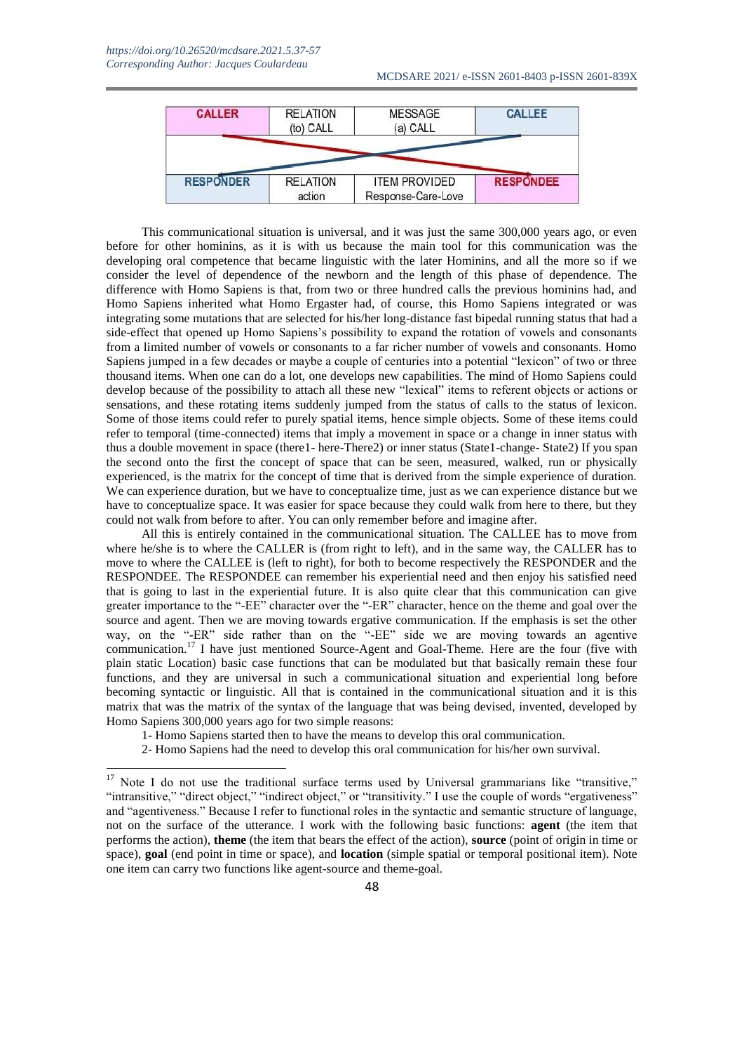| CALLER | RELATION (to) CALL | MESSAGE (a) CALL | CALLEE |
| --- | --- | --- | --- |
| | | | |
| RESPONDER | RELATION action | ITEM PROVIDED Response-Care-Love | RESPONDEE |

This communicational situation is universal, and it was just the same 300,000 years ago, or even before for other hominins, as it is with us because the main tool for this communication was the developing oral competence that became linguistic with the later Hominins, and all the more so if we consider the level of dependence of the newborn and the length of this phase of dependence. The difference with Homo Sapiens is that, from two or three hundred calls the previous hominins had, and Homo Sapiens inherited what Homo Ergaster had, of course, this Homo Sapiens integrated or was integrating some mutations that are selected for his/her long-distance fast bipedal running status that had a side-effect that opened up Homo Sapiens's possibility to expand the rotation of vowels and consonants from a limited number of vowels or consonants to a far richer number of vowels and consonants. Homo Sapiens jumped in a few decades or maybe a couple of centuries into a potential "lexicon" of two or three thousand items. When one can do a lot, one develops new capabilities. The mind of Homo Sapiens could develop because of the possibility to attach all these new "lexical" items to referent objects or actions or sensations, and these rotating items suddenly jumped from the status of calls to the status of lexicon. Some of those items could refer to purely spatial items, hence simple objects. Some of these items could refer to temporal (time-connected) items that imply a movement in space or a change in inner status with thus a double movement in space (there1- here-There2) or inner status (State1-change- State2) If you span the second onto the first the concept of space that can be seen, measured, walked, run or physically experienced, is the matrix for the concept of time that is derived from the simple experience of duration. We can experience duration, but we have to conceptualize time, just as we can experience distance but we have to conceptualize space. It was easier for space because they could walk from here to there, but they could not walk from before to after. You can only remember before and imagine after.

All this is entirely contained in the communicational situation. The CALLEE has to move from where he/she is to where the CALLER is (from right to left), and in the same way, the CALLER has to move to where the CALLEE is (left to right), for both to become respectively the RESPONDER and the RESPONDEE. The RESPONDEE can remember his experiential need and then enjoy his satisfied need that is going to last in the experiential future. It is also quite clear that this communication can give greater importance to the "-EE" character over the "-ER" character, hence on the theme and goal over the source and agent. Then we are moving towards ergative communication. If the emphasis is set the other way, on the "-ER" side rather than on the "-EE" side we are moving towards an agentive communication.[17] I have just mentioned Source-Agent and Goal-Theme. Here are the four (five with plain static Location) basic case functions that can be modulated but that basically remain these four functions, and they are universal in such a communicational situation and experiential long before becoming syntactic or linguistic. All that is contained in the communicational situation and it is this matrix that was the matrix of the syntax of the language that was being devised, invented, developed by Homo Sapiens 300,000 years ago for two simple reasons:

1- Homo Sapiens started then to have the means to develop this oral communication.

2- Homo Sapiens had the need to develop this oral communication for his/her own survival.

---

[17] Note I do not use the traditional surface terms used by Universal grammarians like "transitive," "intransitive," "direct object," "indirect object," or "transitivity." I use the couple of words "ergativeness" and "agentiveness." Because I refer to functional roles in the syntactic and semantic structure of language, not on the surface of the utterance. I work with the following basic functions: **agent** (the item that performs the action), **theme** (the item that bears the effect of the action), **source** (point of origin in time or space), **goal** (end point in time or space), and **location** (simple spatial or temporal positional item). Note one item can carry two functions like agent-source and theme-goal.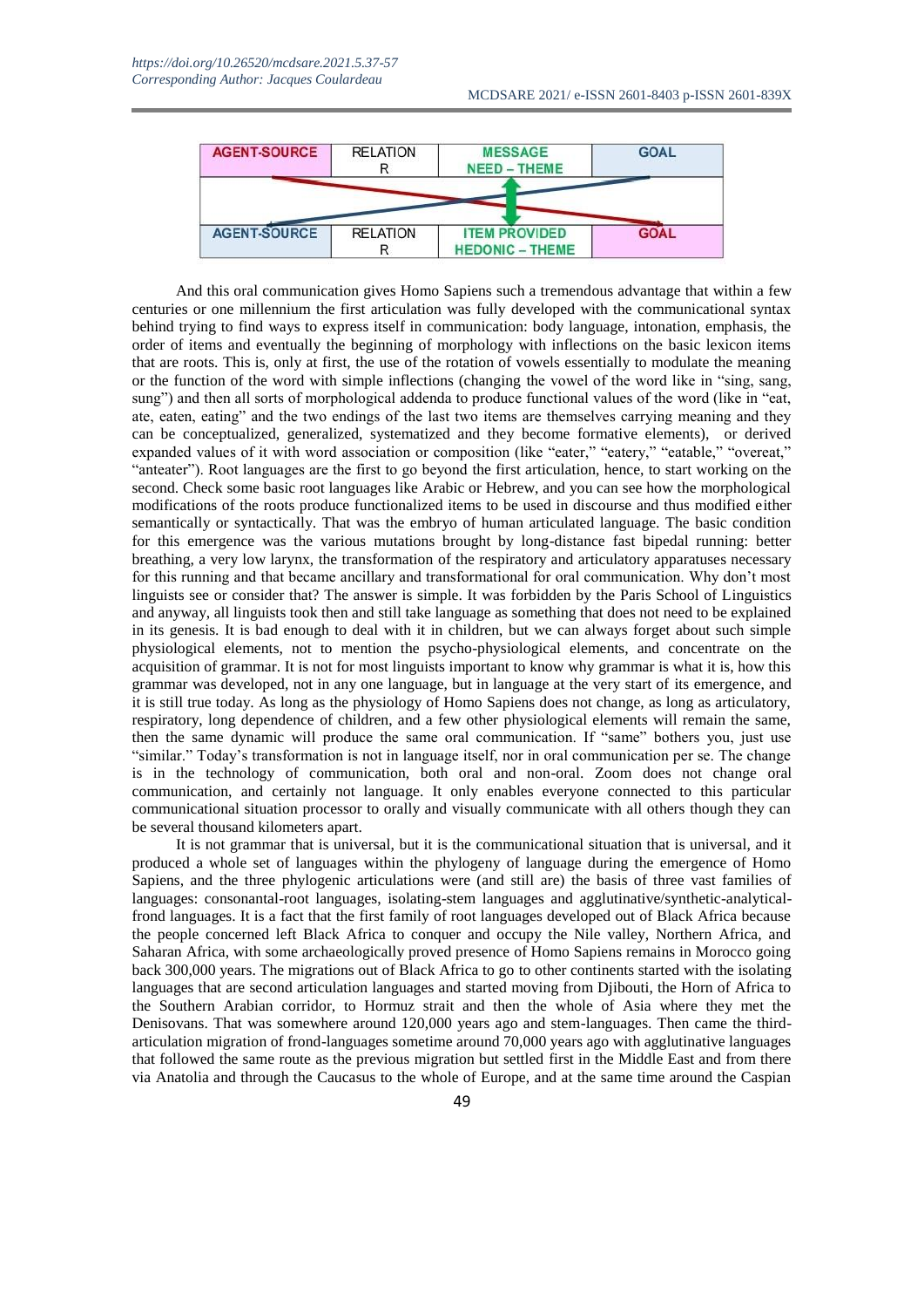| AGENT-SOURCE | RELATION R | MESSAGE NEED – THEME | GOAL |
| --- | --- | --- | --- |
| AGENT-SOURCE | RELATION R | ITEM PROVIDED HEDONIC – THEME | GOAL |

And this oral communication gives Homo Sapiens such a tremendous advantage that within a few centuries or one millennium the first articulation was fully developed with the communicational syntax behind trying to find ways to express itself in communication: body language, intonation, emphasis, the order of items and eventually the beginning of morphology with inflections on the basic lexicon items that are roots. This is, only at first, the use of the rotation of vowels essentially to modulate the meaning or the function of the word with simple inflections (changing the vowel of the word like in "sing, sang, sung") and then all sorts of morphological addenda to produce functional values of the word (like in "eat, ate, eaten, eating" and the two endings of the last two items are themselves carrying meaning and they can be conceptualized, generalized, systematized and they become formative elements), or derived expanded values of it with word association or composition (like "eater," "eatery," "eatable," "overeat," "anteater"). Root languages are the first to go beyond the first articulation, hence, to start working on the second. Check some basic root languages like Arabic or Hebrew, and you can see how the morphological modifications of the roots produce functionalized items to be used in discourse and thus modified either semantically or syntactically. That was the embryo of human articulated language. The basic condition for this emergence was the various mutations brought by long-distance fast bipedal running: better breathing, a very low larynx, the transformation of the respiratory and articulatory apparatuses necessary for this running and that became ancillary and transformational for oral communication. Why don't most linguists see or consider that? The answer is simple. It was forbidden by the Paris School of Linguistics and anyway, all linguists took then and still take language as something that does not need to be explained in its genesis. It is bad enough to deal with it in children, but we can always forget about such simple physiological elements, not to mention the psycho-physiological elements, and concentrate on the acquisition of grammar. It is not for most linguists important to know why grammar is what it is, how this grammar was developed, not in any one language, but in language at the very start of its emergence, and it is still true today. As long as the physiology of Homo Sapiens does not change, as long as articulatory, respiratory, long dependence of children, and a few other physiological elements will remain the same, then the same dynamic will produce the same oral communication. If "same" bothers you, just use "similar." Today's transformation is not in language itself, nor in oral communication per se. The change is in the technology of communication, both oral and non-oral. Zoom does not change oral communication, and certainly not language. It only enables everyone connected to this particular communicational situation processor to orally and visually communicate with all others though they can be several thousand kilometers apart.

It is not grammar that is universal, but it is the communicational situation that is universal, and it produced a whole set of languages within the phylogeny of language during the emergence of Homo Sapiens, and the three phylogenic articulations were (and still are) the basis of three vast families of languages: consonantal-root languages, isolating-stem languages and agglutinative/synthetic-analytical-frond languages. It is a fact that the first family of root languages developed out of Black Africa because the people concerned left Black Africa to conquer and occupy the Nile valley, Northern Africa, and Saharan Africa, with some archaeologically proved presence of Homo Sapiens remains in Morocco going back 300,000 years. The migrations out of Black Africa to go to other continents started with the isolating languages that are second articulation languages and started moving from Djibouti, the Horn of Africa to the Southern Arabian corridor, to Hormuz strait and then the whole of Asia where they met the Denisovans. That was somewhere around 120,000 years ago and stem-languages. Then came the third-articulation migration of frond-languages sometime around 70,000 years ago with agglutinative languages that followed the same route as the previous migration but settled first in the Middle East and from there via Anatolia and through the Caucasus to the whole of Europe, and at the same time around the Caspian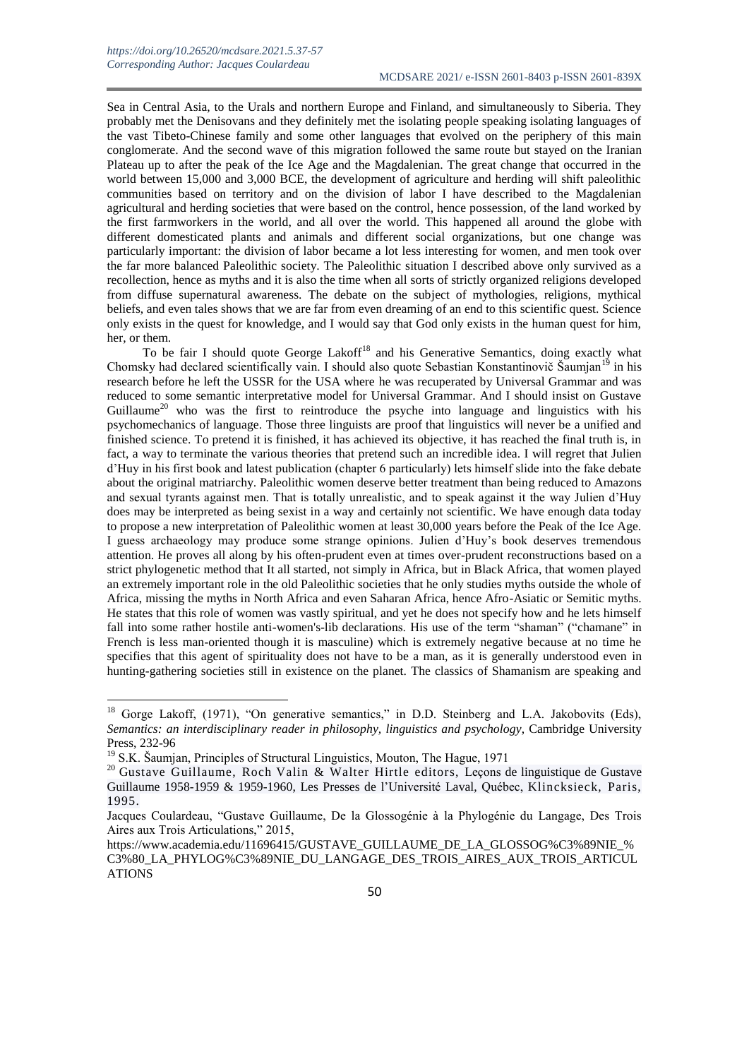Sea in Central Asia, to the Urals and northern Europe and Finland, and simultaneously to Siberia. They probably met the Denisovans and they definitely met the isolating people speaking isolating languages of the vast Tibeto-Chinese family and some other languages that evolved on the periphery of this main conglomerate. And the second wave of this migration followed the same route but stayed on the Iranian Plateau up to after the peak of the Ice Age and the Magdalenian. The great change that occurred in the world between 15,000 and 3,000 BCE, the development of agriculture and herding will shift paleolithic communities based on territory and on the division of labor I have described to the Magdalenian agricultural and herding societies that were based on the control, hence possession, of the land worked by the first farmworkers in the world, and all over the world. This happened all around the globe with different domesticated plants and animals and different social organizations, but one change was particularly important: the division of labor became a lot less interesting for women, and men took over the far more balanced Paleolithic society. The Paleolithic situation I described above only survived as a recollection, hence as myths and it is also the time when all sorts of strictly organized religions developed from diffuse supernatural awareness. The debate on the subject of mythologies, religions, mythical beliefs, and even tales shows that we are far from even dreaming of an end to this scientific quest. Science only exists in the quest for knowledge, and I would say that God only exists in the human quest for him, her, or them.

To be fair I should quote George Lakoff[18] and his Generative Semantics, doing exactly what Chomsky had declared scientifically vain. I should also quote Sebastian Konstantinovič Šaumjan[19] in his research before he left the USSR for the USA where he was recuperated by Universal Grammar and was reduced to some semantic interpretative model for Universal Grammar. And I should insist on Gustave Guillaume[20] who was the first to reintroduce the psyche into language and linguistics with his psychomechanics of language. Those three linguists are proof that linguistics will never be a unified and finished science. To pretend it is finished, it has achieved its objective, it has reached the final truth is, in fact, a way to terminate the various theories that pretend such an incredible idea. I will regret that Julien d'Huy in his first book and latest publication (chapter 6 particularly) lets himself slide into the fake debate about the original matriarchy. Paleolithic women deserve better treatment than being reduced to Amazons and sexual tyrants against men. That is totally unrealistic, and to speak against it the way Julien d'Huy does may be interpreted as being sexist in a way and certainly not scientific. We have enough data today to propose a new interpretation of Paleolithic women at least 30,000 years before the Peak of the Ice Age. I guess archaeology may produce some strange opinions. Julien d'Huy's book deserves tremendous attention. He proves all along by his often-prudent even at times over-prudent reconstructions based on a strict phylogenetic method that It all started, not simply in Africa, but in Black Africa, that women played an extremely important role in the old Paleolithic societies that he only studies myths outside the whole of Africa, missing the myths in North Africa and even Saharan Africa, hence Afro-Asiatic or Semitic myths. He states that this role of women was vastly spiritual, and yet he does not specify how and he lets himself fall into some rather hostile anti-women's-lib declarations. His use of the term "shaman" ("chamane" in French is less man-oriented though it is masculine) which is extremely negative because at no time he specifies that this agent of spirituality does not have to be a man, as it is generally understood even in hunting-gathering societies still in existence on the planet. The classics of Shamanism are speaking and

---

[18] Gorge Lakoff, (1971), "On generative semantics," in D.D. Steinberg and L.A. Jakobovits (Eds), *Semantics: an interdisciplinary reader in philosophy, linguistics and psychology*, Cambridge University Press, 232-96

[19] S.K. Šaumjan, Principles of Structural Linguistics, Mouton, The Hague, 1971

[20] Gustave Guillaume, Roch Valin & Walter Hirtle editors, Leçons de linguistique de Gustave Guillaume 1958-1959 & 1959-1960, Les Presses de l'Université Laval, Québec, Klincksieck, Paris, 1995.

Jacques Coulardeau, "Gustave Guillaume, De la Glossogénie à la Phylogénie du Langage, Des Trois Aires aux Trois Articulations," 2015, https://www.academia.edu/11696415/GUSTAVE_GUILLAUME_DE_LA_GLOSSOG%C3%89NIE_%C3%80_LA_PHYLOG%C3%89NIE_DU_LANGAGE_DES_TROIS_AIRES_AUX_TROIS_ARTICULATIONS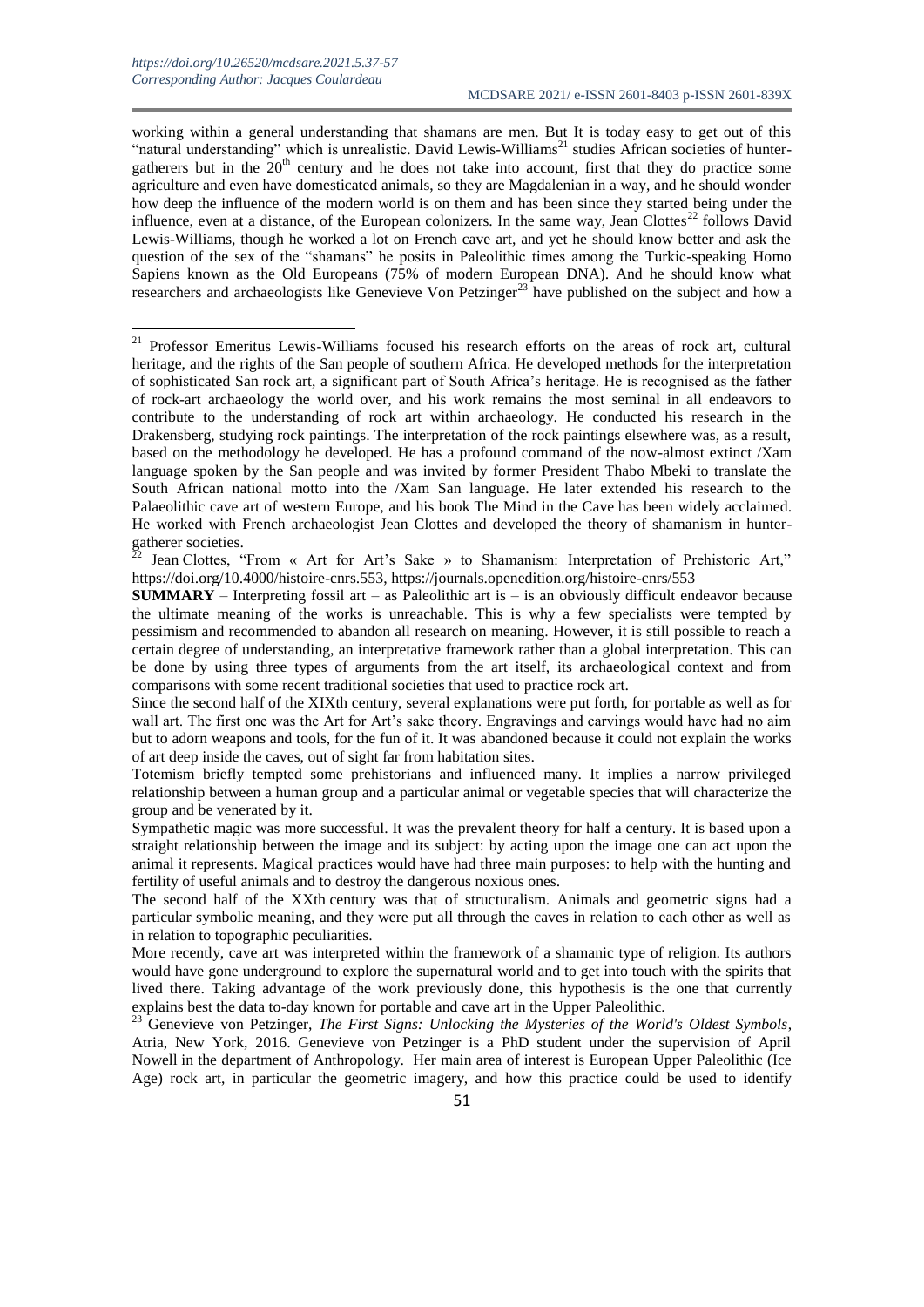working within a general understanding that shamans are men. But It is today easy to get out of this "natural understanding" which is unrealistic. David Lewis-Williams[21] studies African societies of hunter-gatherers but in the $20^{th}$ century and he does not take into account, first that they do practice some agriculture and even have domesticated animals, so they are Magdalenian in a way, and he should wonder how deep the influence of the modern world is on them and has been since they started being under the influence, even at a distance, of the European colonizers. In the same way, Jean Clottes[22] follows David Lewis-Williams, though he worked a lot on French cave art, and yet he should know better and ask the question of the sex of the "shamans" he posits in Paleolithic times among the Turkic-speaking Homo Sapiens known as the Old Europeans (75% of modern European DNA). And he should know what researchers and archaeologists like Genevieve Von Petzinger[23] have published on the subject and how a

---

[21] Professor Emeritus Lewis-Williams focused his research efforts on the areas of rock art, cultural heritage, and the rights of the San people of southern Africa. He developed methods for the interpretation of sophisticated San rock art, a significant part of South Africa's heritage. He is recognised as the father of rock-art archaeology the world over, and his work remains the most seminal in all endeavors to contribute to the understanding of rock art within archaeology. He conducted his research in the Drakensberg, studying rock paintings. The interpretation of the rock paintings elsewhere was, as a result, based on the methodology he developed. He has a profound command of the now-almost extinct /Xam language spoken by the San people and was invited by former President Thabo Mbeki to translate the South African national motto into the /Xam San language. He later extended his research to the Palaeolithic cave art of western Europe, and his book The Mind in the Cave has been widely acclaimed. He worked with French archaeologist Jean Clottes and developed the theory of shamanism in hunter-gatherer societies.

[22] Jean Clottes, "From « Art for Art's Sake » to Shamanism: Interpretation of Prehistoric Art," https://doi.org/10.4000/histoire-cnrs.553, https://journals.openedition.org/histoire-cnrs/553

**SUMMARY** – Interpreting fossil art – as Paleolithic art is – is an obviously difficult endeavor because the ultimate meaning of the works is unreachable. This is why a few specialists were tempted by pessimism and recommended to abandon all research on meaning. However, it is still possible to reach a certain degree of understanding, an interpretative framework rather than a global interpretation. This can be done by using three types of arguments from the art itself, its archaeological context and from comparisons with some recent traditional societies that used to practice rock art.

Since the second half of the XIXth century, several explanations were put forth, for portable as well as for wall art. The first one was the Art for Art's sake theory. Engravings and carvings would have had no aim but to adorn weapons and tools, for the fun of it. It was abandoned because it could not explain the works of art deep inside the caves, out of sight far from habitation sites.

Totemism briefly tempted some prehistorians and influenced many. It implies a narrow privileged relationship between a human group and a particular animal or vegetable species that will characterize the group and be venerated by it.

Sympathetic magic was more successful. It was the prevalent theory for half a century. It is based upon a straight relationship between the image and its subject: by acting upon the image one can act upon the animal it represents. Magical practices would have had three main purposes: to help with the hunting and fertility of useful animals and to destroy the dangerous noxious ones.

The second half of the XXth century was that of structuralism. Animals and geometric signs had a particular symbolic meaning, and they were put all through the caves in relation to each other as well as in relation to topographic peculiarities.

More recently, cave art was interpreted within the framework of a shamanic type of religion. Its authors would have gone underground to explore the supernatural world and to get into touch with the spirits that lived there. Taking advantage of the work previously done, this hypothesis is the one that currently explains best the data to-day known for portable and cave art in the Upper Paleolithic.

[23] Genevieve von Petzinger, *The First Signs: Unlocking the Mysteries of the World's Oldest Symbols*, Atria, New York, 2016. Genevieve von Petzinger is a PhD student under the supervision of April Nowell in the department of Anthropology. Her main area of interest is European Upper Paleolithic (Ice Age) rock art, in particular the geometric imagery, and how this practice could be used to identify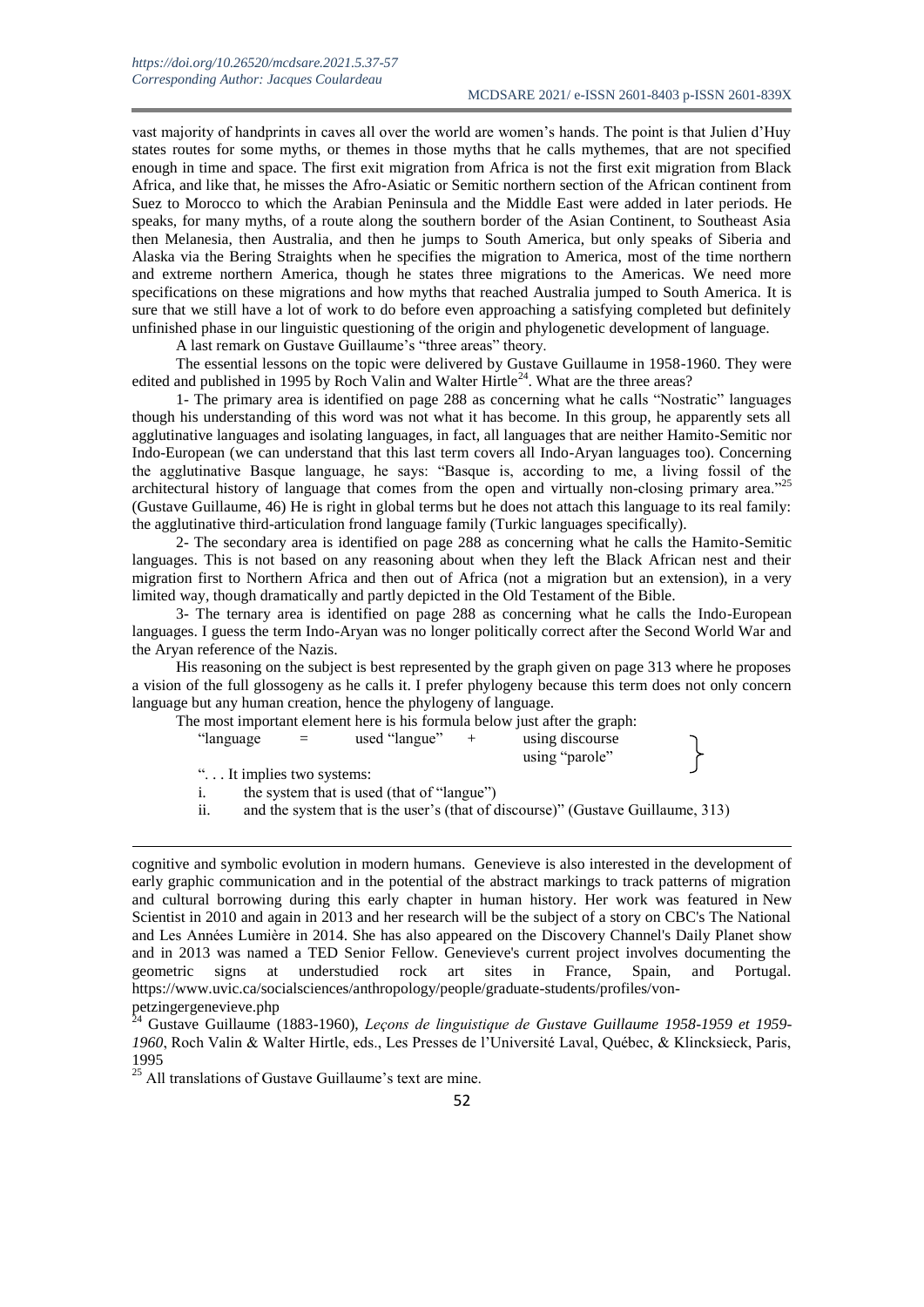vast majority of handprints in caves all over the world are women's hands. The point is that Julien d'Huy states routes for some myths, or themes in those myths that he calls mythemes, that are not specified enough in time and space. The first exit migration from Africa is not the first exit migration from Black Africa, and like that, he misses the Afro-Asiatic or Semitic northern section of the African continent from Suez to Morocco to which the Arabian Peninsula and the Middle East were added in later periods. He speaks, for many myths, of a route along the southern border of the Asian Continent, to Southeast Asia then Melanesia, then Australia, and then he jumps to South America, but only speaks of Siberia and Alaska via the Bering Straights when he specifies the migration to America, most of the time northern and extreme northern America, though he states three migrations to the Americas. We need more specifications on these migrations and how myths that reached Australia jumped to South America. It is sure that we still have a lot of work to do before even approaching a satisfying completed but definitely unfinished phase in our linguistic questioning of the origin and phylogenetic development of language.

A last remark on Gustave Guillaume's "three areas" theory.

The essential lessons on the topic were delivered by Gustave Guillaume in 1958-1960. They were edited and published in 1995 by Roch Valin and Walter Hirtle[24]. What are the three areas?

1- The primary area is identified on page 288 as concerning what he calls "Nostratic" languages though his understanding of this word was not what it has become. In this group, he apparently sets all agglutinative languages and isolating languages, in fact, all languages that are neither Hamito-Semitic nor Indo-European (we can understand that this last term covers all Indo-Aryan languages too). Concerning the agglutinative Basque language, he says: "Basque is, according to me, a living fossil of the architectural history of language that comes from the open and virtually non-closing primary area."[25] (Gustave Guillaume, 46) He is right in global terms but he does not attach this language to its real family: the agglutinative third-articulation frond language family (Turkic languages specifically).

2- The secondary area is identified on page 288 as concerning what he calls the Hamito-Semitic languages. This is not based on any reasoning about when they left the Black African nest and their migration first to Northern Africa and then out of Africa (not a migration but an extension), in a very limited way, though dramatically and partly depicted in the Old Testament of the Bible.

3- The ternary area is identified on page 288 as concerning what he calls the Indo-European languages. I guess the term Indo-Aryan was no longer politically correct after the Second World War and the Aryan reference of the Nazis.

His reasoning on the subject is best represented by the graph given on page 313 where he proposes a vision of the full glossogeny as he calls it. I prefer phylogeny because this term does not only concern language but any human creation, hence the phylogeny of language.

The most important element here is his formula below just after the graph:

"language = used "langue" + using discourse / using "parole" }

". . . It implies two systems:

i. the system that is used (that of "langue")

ii. and the system that is the user's (that of discourse)" (Gustave Guillaume, 313)

---

cognitive and symbolic evolution in modern humans. Genevieve is also interested in the development of early graphic communication and in the potential of the abstract markings to track patterns of migration and cultural borrowing during this early chapter in human history. Her work was featured in New Scientist in 2010 and again in 2013 and her research will be the subject of a story on CBC's The National and Les Années Lumière in 2014. She has also appeared on the Discovery Channel's Daily Planet show and in 2013 was named a TED Senior Fellow. Genevieve's current project involves documenting the geometric signs at understudied rock art sites in France, Spain, and Portugal. https://www.uvic.ca/socialsciences/anthropology/people/graduate-students/profiles/von-petzingergenevieve.php

[24] Gustave Guillaume (1883-1960), *Leçons de linguistique de Gustave Guillaume 1958-1959 et 1959-1960*, Roch Valin & Walter Hirtle, eds., Les Presses de l'Université Laval, Québec, & Klincksieck, Paris, 1995

[25] All translations of Gustave Guillaume's text are mine.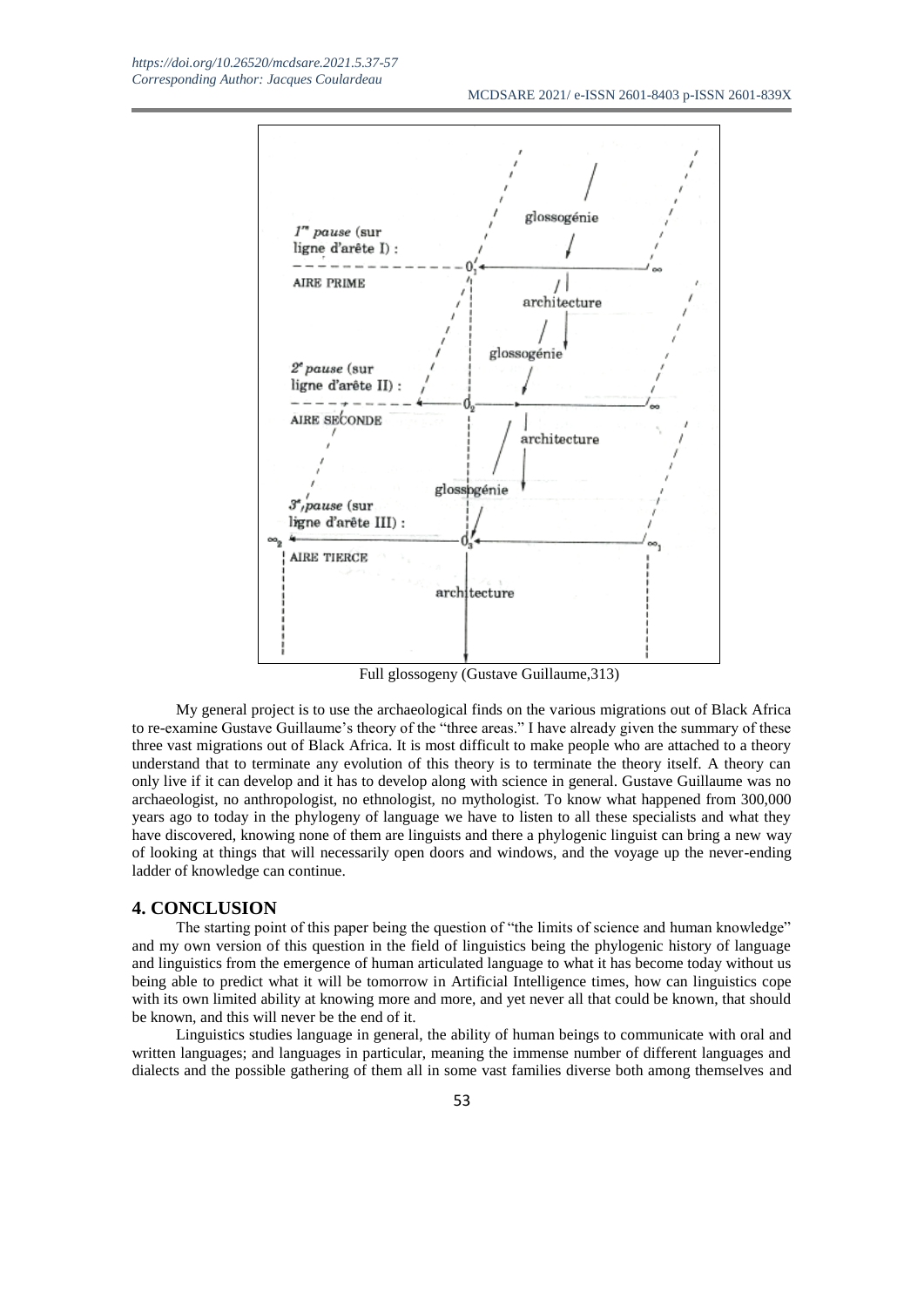1[re] pause (sur ligne d'arête I) :

AIRE PRIME

2[e] pause (sur ligne d'arête II) :

AIRE SECONDE

3[e] pause (sur ligne d'arête III) :

AIRE TIERCE

glossogénie

architecture

glossogénie

architecture

glossogénie

architecture

$0_1$

$0_2$

$0_3$

$\infty$

$\infty$

$\infty_1$

$\infty_2$

Full glossogeny (Gustave Guillaume,313)

My general project is to use the archaeological finds on the various migrations out of Black Africa to re-examine Gustave Guillaume's theory of the "three areas." I have already given the summary of these three vast migrations out of Black Africa. It is most difficult to make people who are attached to a theory understand that to terminate any evolution of this theory is to terminate the theory itself. A theory can only live if it can develop and it has to develop along with science in general. Gustave Guillaume was no archaeologist, no anthropologist, no ethnologist, no mythologist. To know what happened from 300,000 years ago to today in the phylogeny of language we have to listen to all these specialists and what they have discovered, knowing none of them are linguists and there a phylogenic linguist can bring a new way of looking at things that will necessarily open doors and windows, and the voyage up the never-ending ladder of knowledge can continue.

## 4. CONCLUSION

The starting point of this paper being the question of "the limits of science and human knowledge" and my own version of this question in the field of linguistics being the phylogenic history of language and linguistics from the emergence of human articulated language to what it has become today without us being able to predict what it will be tomorrow in Artificial Intelligence times, how can linguistics cope with its own limited ability at knowing more and more, and yet never all that could be known, that should be known, and this will never be the end of it.

Linguistics studies language in general, the ability of human beings to communicate with oral and written languages; and languages in particular, meaning the immense number of different languages and dialects and the possible gathering of them all in some vast families diverse both among themselves and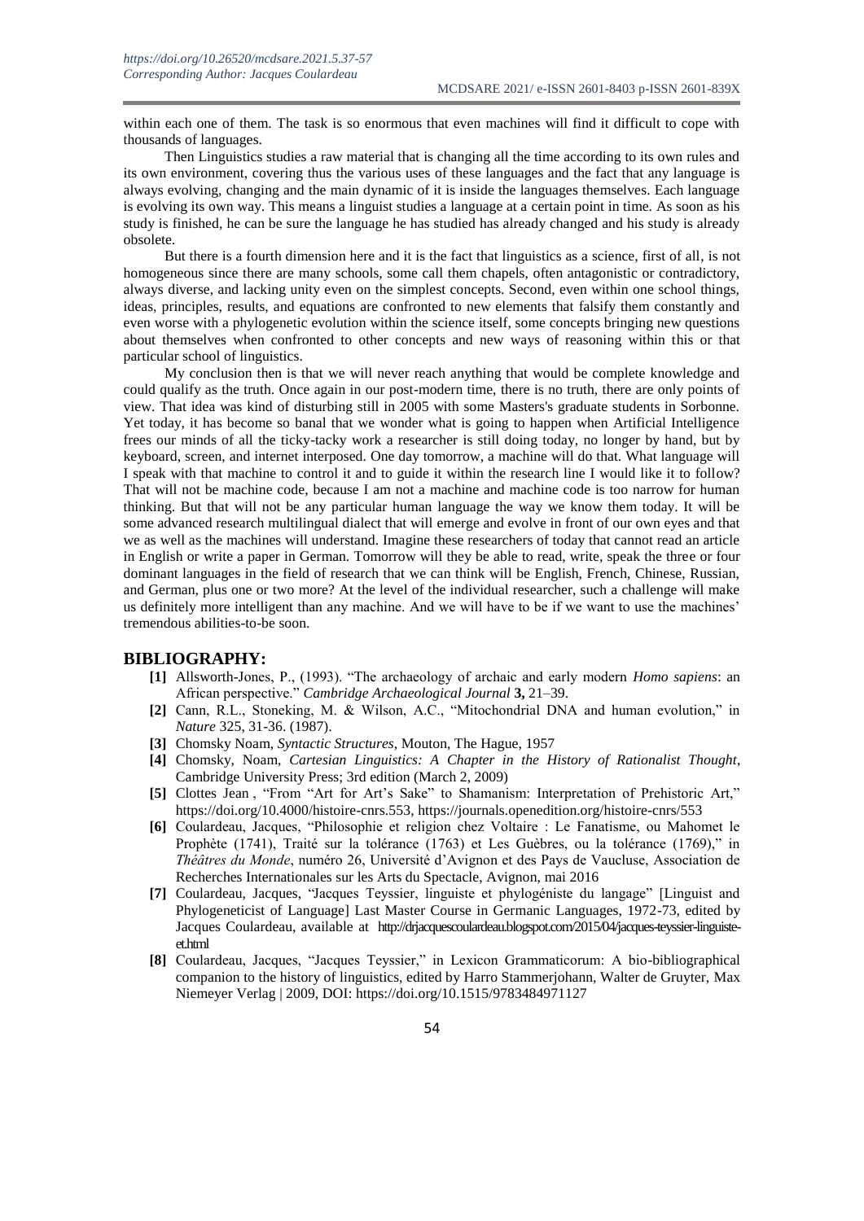within each one of them. The task is so enormous that even machines will find it difficult to cope with thousands of languages.

Then Linguistics studies a raw material that is changing all the time according to its own rules and its own environment, covering thus the various uses of these languages and the fact that any language is always evolving, changing and the main dynamic of it is inside the languages themselves. Each language is evolving its own way. This means a linguist studies a language at a certain point in time. As soon as his study is finished, he can be sure the language he has studied has already changed and his study is already obsolete.

But there is a fourth dimension here and it is the fact that linguistics as a science, first of all, is not homogeneous since there are many schools, some call them chapels, often antagonistic or contradictory, always diverse, and lacking unity even on the simplest concepts. Second, even within one school things, ideas, principles, results, and equations are confronted to new elements that falsify them constantly and even worse with a phylogenetic evolution within the science itself, some concepts bringing new questions about themselves when confronted to other concepts and new ways of reasoning within this or that particular school of linguistics.

My conclusion then is that we will never reach anything that would be complete knowledge and could qualify as the truth. Once again in our post-modern time, there is no truth, there are only points of view. That idea was kind of disturbing still in 2005 with some Masters's graduate students in Sorbonne. Yet today, it has become so banal that we wonder what is going to happen when Artificial Intelligence frees our minds of all the ticky-tacky work a researcher is still doing today, no longer by hand, but by keyboard, screen, and internet interposed. One day tomorrow, a machine will do that. What language will I speak with that machine to control it and to guide it within the research line I would like it to follow? That will not be machine code, because I am not a machine and machine code is too narrow for human thinking. But that will not be any particular human language the way we know them today. It will be some advanced research multilingual dialect that will emerge and evolve in front of our own eyes and that we as well as the machines will understand. Imagine these researchers of today that cannot read an article in English or write a paper in German. Tomorrow will they be able to read, write, speak the three or four dominant languages in the field of research that we can think will be English, French, Chinese, Russian, and German, plus one or two more? At the level of the individual researcher, such a challenge will make us definitely more intelligent than any machine. And we will have to be if we want to use the machines' tremendous abilities-to-be soon.

## BIBLIOGRAPHY:

- **[1]** Allsworth-Jones, P., (1993). "The archaeology of archaic and early modern *Homo sapiens*: an African perspective." *Cambridge Archaeological Journal* **3,** 21–39.
- **[2]** Cann, R.L., Stoneking, M. & Wilson, A.C., "Mitochondrial DNA and human evolution," in *Nature* 325, 31-36. (1987).
- **[3]** Chomsky Noam, *Syntactic Structures*, Mouton, The Hague, 1957
- **[4]** Chomsky, Noam, *Cartesian Linguistics: A Chapter in the History of Rationalist Thought*, Cambridge University Press; 3rd edition (March 2, 2009)
- **[5]** Clottes Jean , "From "Art for Art's Sake" to Shamanism: Interpretation of Prehistoric Art," https://doi.org/10.4000/histoire-cnrs.553, https://journals.openedition.org/histoire-cnrs/553
- **[6]** Coulardeau, Jacques, "Philosophie et religion chez Voltaire : Le Fanatisme, ou Mahomet le Prophète (1741), Traité sur la tolérance (1763) et Les Guèbres, ou la tolérance (1769)," in *Théâtres du Monde*, numéro 26, Université d'Avignon et des Pays de Vaucluse, Association de Recherches Internationales sur les Arts du Spectacle, Avignon, mai 2016
- **[7]** Coulardeau, Jacques, "Jacques Teyssier, linguiste et phylogéniste du langage" [Linguist and Phylogeneticist of Language] Last Master Course in Germanic Languages, 1972-73, edited by Jacques Coulardeau, available at http://drjacquescoulardeau.blogspot.com/2015/04/jacques-teyssier-linguiste-et.html
- **[8]** Coulardeau, Jacques, "Jacques Teyssier," in Lexicon Grammaticorum: A bio-bibliographical companion to the history of linguistics, edited by Harro Stammerjohann, Walter de Gruyter, Max Niemeyer Verlag | 2009, DOI: https://doi.org/10.1515/9783484971127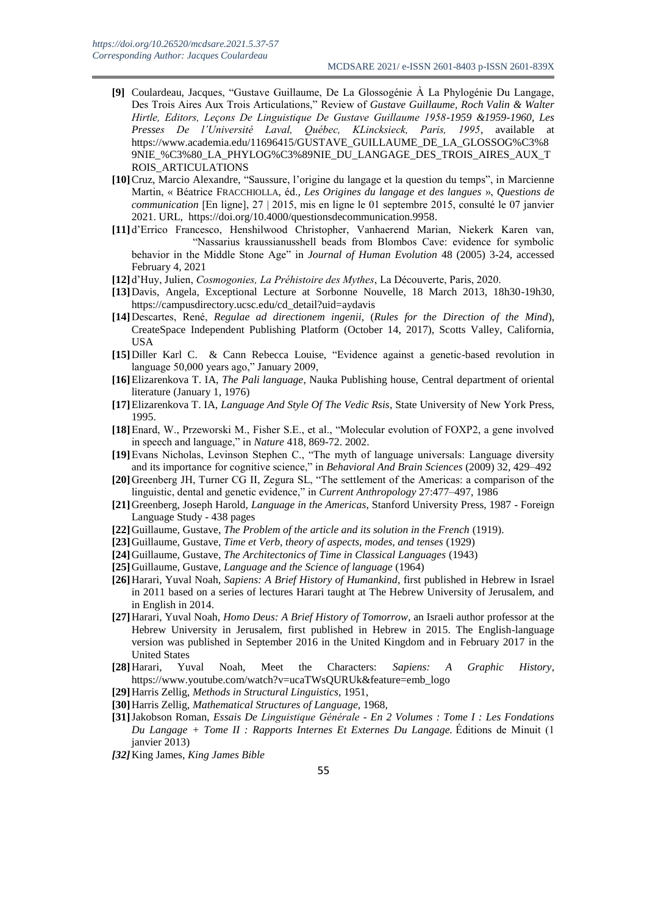- **[9]** Coulardeau, Jacques, "Gustave Guillaume, De La Glossogénie À La Phylogénie Du Langage, Des Trois Aires Aux Trois Articulations," Review of *Gustave Guillaume, Roch Valin & Walter Hirtle, Editors, Leçons De Linguistique De Gustave Guillaume 1958-1959 &1959-1960, Les Presses De l'Université Laval, Québec, KLincksieck, Paris, 1995*, available at https://www.academia.edu/11696415/GUSTAVE_GUILLAUME_DE_LA_GLOSSOG%C3%89NIE_%C3%80_LA_PHYLOG%C3%89NIE_DU_LANGAGE_DES_TROIS_AIRES_AUX_TROIS_ARTICULATIONS
- **[10]** Cruz, Marcio Alexandre, "Saussure, l'origine du langage et la question du temps", in Marcienne Martin, « Béatrice FRACCHIOLLA, éd., *Les Origines du langage et des langues* », *Questions de communication* [En ligne], 27 | 2015, mis en ligne le 01 septembre 2015, consulté le 07 janvier 2021. URL, https://doi.org/10.4000/questionsdecommunication.9958.
- **[11]** d'Errico Francesco, Henshilwood Christopher, Vanhaerend Marian, Niekerk Karen van, "Nassarius kraussianusshell beads from Blombos Cave: evidence for symbolic behavior in the Middle Stone Age" in *Journal of Human Evolution* 48 (2005) 3-24, accessed February 4, 2021
- **[12]** d'Huy, Julien, *Cosmogonies, La Préhistoire des Mythes*, La Découverte, Paris, 2020.
- **[13]** Davis, Angela, Exceptional Lecture at Sorbonne Nouvelle, 18 March 2013, 18h30-19h30, https://campusdirectory.ucsc.edu/cd_detail?uid=aydavis
- **[14]** Descartes, René, *Regulae ad directionem ingenii*, (*Rules for the Direction of the Mind*), CreateSpace Independent Publishing Platform (October 14, 2017), Scotts Valley, California, USA
- **[15]** Diller Karl C. & Cann Rebecca Louise, "Evidence against a genetic-based revolution in language 50,000 years ago," January 2009,
- **[16]** Elizarenkova T. IA, *The Pali language*, Nauka Publishing house, Central department of oriental literature (January 1, 1976)
- **[17]** Elizarenkova T. IA, *Language And Style Of The Vedic Rsis*, State University of New York Press, 1995.
- **[18]** Enard, W., Przeworski M., Fisher S.E., et al., "Molecular evolution of FOXP2, a gene involved in speech and language," in *Nature* 418, 869-72. 2002.
- **[19]** Evans Nicholas, Levinson Stephen C., "The myth of language universals: Language diversity and its importance for cognitive science," in *Behavioral And Brain Sciences* (2009) 32, 429–492
- **[20]** Greenberg JH, Turner CG II, Zegura SL, "The settlement of the Americas: a comparison of the linguistic, dental and genetic evidence," in *Current Anthropology* 27:477–497, 1986
- **[21]** Greenberg, Joseph Harold, *Language in the Americas*, Stanford University Press, 1987 - Foreign Language Study - 438 pages
- **[22]** Guillaume, Gustave, *The Problem of the article and its solution in the French* (1919).
- **[23]** Guillaume, Gustave, *Time et Verb, theory of aspects, modes, and tenses* (1929)
- **[24]** Guillaume, Gustave, *The Architectonics of Time in Classical Languages* (1943)
- **[25]** Guillaume, Gustave, *Language and the Science of language* (1964)
- **[26]** Harari, Yuval Noah, *Sapiens: A Brief History of Humankind*, first published in Hebrew in Israel in 2011 based on a series of lectures Harari taught at The Hebrew University of Jerusalem, and in English in 2014.
- **[27]** Harari, Yuval Noah, *Homo Deus: A Brief History of Tomorrow*, an Israeli author professor at the Hebrew University in Jerusalem, first published in Hebrew in 2015. The English-language version was published in September 2016 in the United Kingdom and in February 2017 in the United States
- **[28]** Harari, Yuval Noah, Meet the Characters: *Sapiens: A Graphic History*, https://www.youtube.com/watch?v=ucaTWsQURUk&feature=emb_logo
- **[29]** Harris Zellig, *Methods in Structural Linguistics*, 1951,
- **[30]** Harris Zellig, *Mathematical Structures of Language*, 1968,
- **[31]** Jakobson Roman, *Essais De Linguistique Générale - En 2 Volumes : Tome I : Les Fondations Du Langage + Tome II : Rapports Internes Et Externes Du Langage.* Éditions de Minuit (1 janvier 2013)
- ***[32]*** King James, *King James Bible*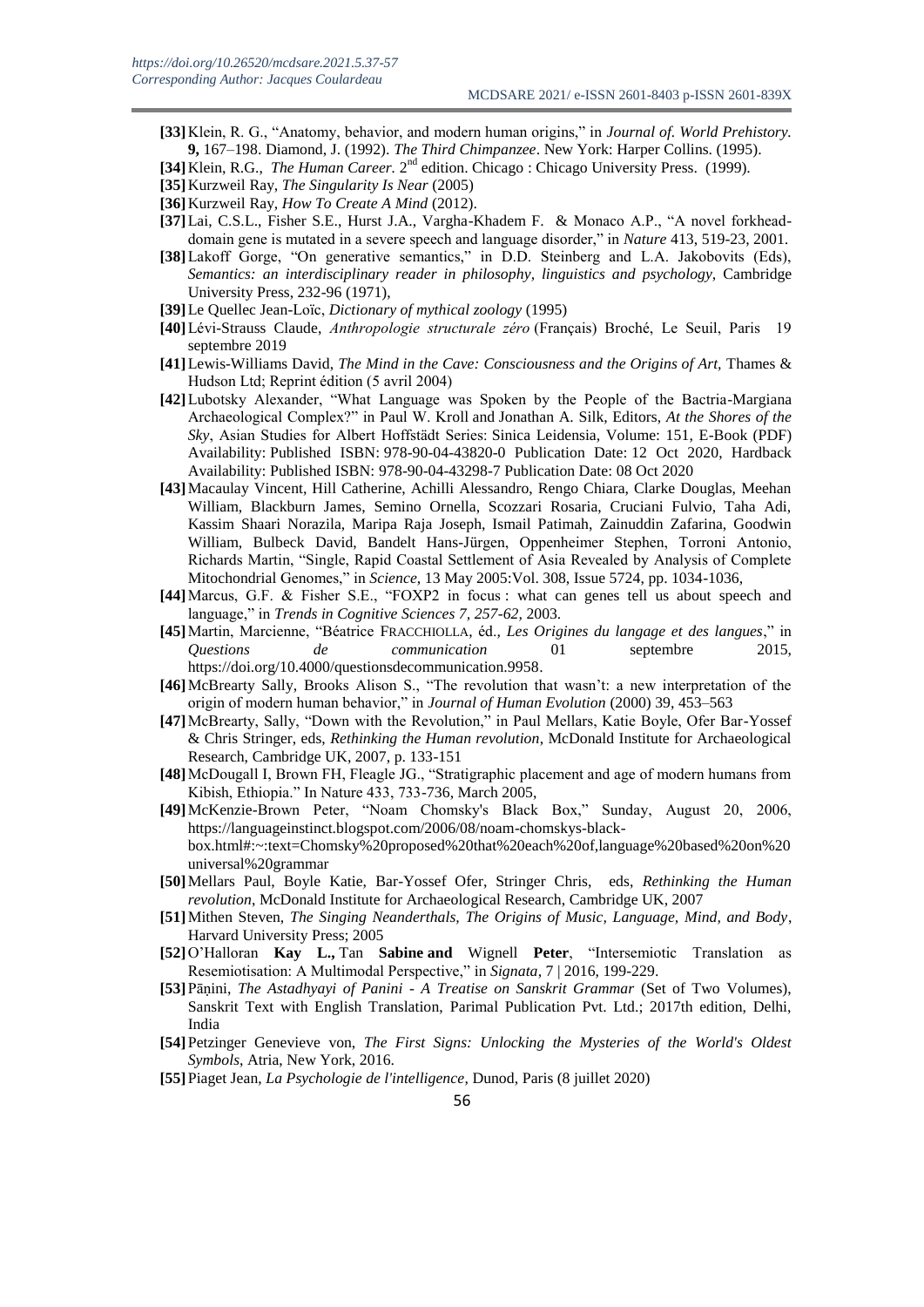**[33]** Klein, R. G., "Anatomy, behavior, and modern human origins," in *Journal of. World Prehistory.* **9,** 167–198. Diamond, J. (1992). *The Third Chimpanzee*. New York: Harper Collins. (1995).

**[34]** Klein, R.G., *The Human Career.* 2nd edition. Chicago : Chicago University Press. (1999).

**[35]** Kurzweil Ray, *The Singularity Is Near* (2005)

**[36]** Kurzweil Ray, *How To Create A Mind* (2012).

**[37]** Lai, C.S.L., Fisher S.E., Hurst J.A., Vargha-Khadem F. & Monaco A.P., "A novel forkhead-domain gene is mutated in a severe speech and language disorder," in *Nature* 413, 519-23, 2001.

**[38]** Lakoff Gorge, "On generative semantics," in D.D. Steinberg and L.A. Jakobovits (Eds), *Semantics: an interdisciplinary reader in philosophy, linguistics and psychology*, Cambridge University Press, 232-96 (1971),

**[39]** Le Quellec Jean-Loïc, *Dictionary of mythical zoology* (1995)

**[40]** Lévi-Strauss Claude, *Anthropologie structurale zéro* (Français) Broché, Le Seuil, Paris 19 septembre 2019

**[41]** Lewis-Williams David, *The Mind in the Cave: Consciousness and the Origins of Art*, Thames & Hudson Ltd; Reprint édition (5 avril 2004)

**[42]** Lubotsky Alexander, "What Language was Spoken by the People of the Bactria-Margiana Archaeological Complex?" in Paul W. Kroll and Jonathan A. Silk, Editors, *At the Shores of the Sky*, Asian Studies for Albert Hoffstädt Series: Sinica Leidensia, Volume: 151, E-Book (PDF) Availability: Published ISBN: 978-90-04-43820-0 Publication Date: 12 Oct 2020, Hardback Availability: Published ISBN: 978-90-04-43298-7 Publication Date: 08 Oct 2020

**[43]** Macaulay Vincent, Hill Catherine, Achilli Alessandro, Rengo Chiara, Clarke Douglas, Meehan William, Blackburn James, Semino Ornella, Scozzari Rosaria, Cruciani Fulvio, Taha Adi, Kassim Shaari Norazila, Maripa Raja Joseph, Ismail Patimah, Zainuddin Zafarina, Goodwin William, Bulbeck David, Bandelt Hans-Jürgen, Oppenheimer Stephen, Torroni Antonio, Richards Martin, "Single, Rapid Coastal Settlement of Asia Revealed by Analysis of Complete Mitochondrial Genomes," in *Science*, 13 May 2005:Vol. 308, Issue 5724, pp. 1034-1036,

**[44]** Marcus, G.F. & Fisher S.E., "FOXP2 in focus : what can genes tell us about speech and language," in *Trends in Cognitive Sciences 7, 257-62*, 2003.

**[45]** Martin, Marcienne, "Béatrice FRACCHIOLLA, éd., *Les Origines du langage et des langues*," in *Questions de communication* 01 septembre 2015, https://doi.org/10.4000/questionsdecommunication.9958.

**[46]** McBrearty Sally, Brooks Alison S., "The revolution that wasn't: a new interpretation of the origin of modern human behavior," in *Journal of Human Evolution* (2000) 39, 453–563

**[47]** McBrearty, Sally, "Down with the Revolution," in Paul Mellars, Katie Boyle, Ofer Bar-Yossef & Chris Stringer, eds, *Rethinking the Human revolution*, McDonald Institute for Archaeological Research, Cambridge UK, 2007, p. 133-151

**[48]** McDougall I, Brown FH, Fleagle JG., "Stratigraphic placement and age of modern humans from Kibish, Ethiopia." In Nature 433, 733-736, March 2005,

**[49]** McKenzie-Brown Peter, "Noam Chomsky's Black Box," Sunday, August 20, 2006, https://languageinstinct.blogspot.com/2006/08/noam-chomskys-black-box.html#:~:text=Chomsky%20proposed%20that%20each%20of,language%20based%20on%20universal%20grammar

**[50]** Mellars Paul, Boyle Katie, Bar-Yossef Ofer, Stringer Chris, eds, *Rethinking the Human revolution*, McDonald Institute for Archaeological Research, Cambridge UK, 2007

**[51]** Mithen Steven, *The Singing Neanderthals, The Origins of Music, Language, Mind, and Body*, Harvard University Press; 2005

**[52]** O'Halloran **Kay L.,** Tan **Sabine and** Wignell **Peter**, "Intersemiotic Translation as Resemiotisation: A Multimodal Perspective," in *Signata*, 7 | 2016, 199-229.

**[53]** Pāṇini, *The Astadhyayi of Panini - A Treatise on Sanskrit Grammar* (Set of Two Volumes), Sanskrit Text with English Translation, Parimal Publication Pvt. Ltd.; 2017th edition, Delhi, India

**[54]** Petzinger Genevieve von, *The First Signs: Unlocking the Mysteries of the World's Oldest Symbols*, Atria, New York, 2016.

**[55]** Piaget Jean, *La Psychologie de l'intelligence*, Dunod, Paris (8 juillet 2020)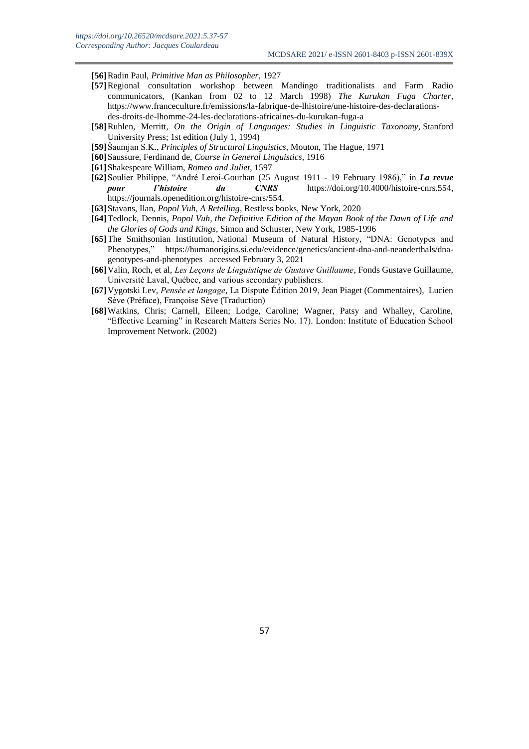**[56]** Radin Paul, *Primitive Man as Philosopher*, 1927

**[57]** Regional consultation workshop between Mandingo traditionalists and Farm Radio communicators, (Kankan from 02 to 12 March 1998) *The Kurukan Fuga Charter*, https://www.franceculture.fr/emissions/la-fabrique-de-lhistoire/une-histoire-des-declarations-des-droits-de-lhomme-24-les-declarations-africaines-du-kurukan-fuga-a

**[58]** Ruhlen, Merritt, *On the Origin of Languages: Studies in Linguistic Taxonomy*, Stanford University Press; 1st edition (July 1, 1994)

**[59]** Šaumjan S.K., *Principles of Structural Linguistics*, Mouton, The Hague, 1971

**[60]** Saussure, Ferdinand de, *Course in General Linguistics*, 1916

**[61]** Shakespeare William, *Romeo and Juliet*, 1597

**[62]** Soulier Philippe, "André Leroi-Gourhan (25 August 1911 - 19 February 1986)," in ***La revue pour l'histoire du CNRS*** https://doi.org/10.4000/histoire-cnrs.554, https://journals.openedition.org/histoire-cnrs/554.

**[63]** Stavans, Ilan, *Popol Vuh, A Retelling*, Restless books, New York, 2020

**[64]** Tedlock, Dennis, *Popol Vuh, the Definitive Edition of the Mayan Book of the Dawn of Life and the Glories of Gods and Kings*, Simon and Schuster, New York, 1985-1996

**[65]** The Smithsonian Institution, National Museum of Natural History, "DNA: Genotypes and Phenotypes," https://humanorigins.si.edu/evidence/genetics/ancient-dna-and-neanderthals/dna-genotypes-and-phenotypes accessed February 3, 2021

**[66]** Valin, Roch, et al, *Les Leçons de Linguistique de Gustave Guillaume*, Fonds Gustave Guillaume, Université Laval, Québec, and various secondary publishers.

**[67]** Vygotski Lev, *Pensée et langage*, La Dispute Édition 2019, Jean Piaget (Commentaires), Lucien Sève (Préface), Françoise Sève (Traduction)

**[68]** Watkins, Chris; Carnell, Eileen; Lodge, Caroline; Wagner, Patsy and Whalley, Caroline, "Effective Learning" in Research Matters Series No. 17). London: Institute of Education School Improvement Network. (2002)